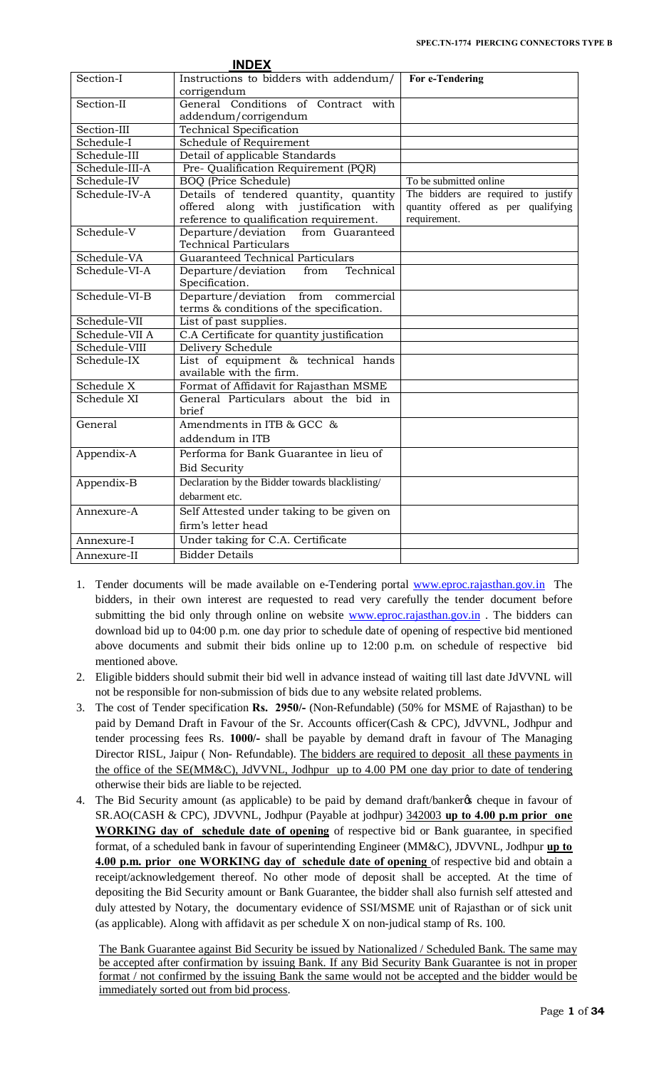## INDEX

| Section-I | Instructions to bidders with addendum/ corrigendum | For e-Tendering |
|---|---|---|
| Section-II | General Conditions of Contract with addendum/corrigendum | |
| Section-III | Technical Specification | |
| Schedule-I | Schedule of Requirement | |
| Schedule-III | Detail of applicable Standards | |
| Schedule-III-A | Pre- Qualification Requirement (PQR) | |
| Schedule-IV | BOQ (Price Schedule) | To be submitted online |
| Schedule-IV-A | Details of tendered quantity, quantity offered along with justification with reference to qualification requirement. | The bidders are required to justify quantity offered as per qualifying requirement. |
| Schedule-V | Departure/deviation from Guaranteed Technical Particulars | |
| Schedule-VA | Guaranteed Technical Particulars | |
| Schedule-VI-A | Departure/deviation from Technical Specification. | |
| Schedule-VI-B | Departure/deviation from commercial terms & conditions of the specification. | |
| Schedule-VII | List of past supplies. | |
| Schedule-VII A | C.A Certificate for quantity justification | |
| Schedule-VIII | Delivery Schedule | |
| Schedule-IX | List of equipment & technical hands available with the firm. | |
| Schedule X | Format of Affidavit for Rajasthan MSME | |
| Schedule XI | General Particulars about the bid in brief | |
| General | Amendments in ITB & GCC & addendum in ITB | |
| Appendix-A | Performa for Bank Guarantee in lieu of Bid Security | |
| Appendix-B | Declaration by the Bidder towards blacklisting/ debarment etc. | |
| Annexure-A | Self Attested under taking to be given on firm's letter head | |
| Annexure-I | Under taking for C.A. Certificate | |
| Annexure-II | Bidder Details | |

1. Tender documents will be made available on e-Tendering portal www.eproc.rajasthan.gov.in The bidders, in their own interest are requested to read very carefully the tender document before submitting the bid only through online on website www.eproc.rajasthan.gov.in . The bidders can download bid up to 04:00 p.m. one day prior to schedule date of opening of respective bid mentioned above documents and submit their bids online up to 12:00 p.m. on schedule of respective bid mentioned above.
2. Eligible bidders should submit their bid well in advance instead of waiting till last date JdVVNL will not be responsible for non-submission of bids due to any website related problems.
3. The cost of Tender specification **Rs. 2950/-** (Non-Refundable) (50% for MSME of Rajasthan) to be paid by Demand Draft in Favour of the Sr. Accounts officer(Cash & CPC), JdVVNL, Jodhpur and tender processing fees Rs. **1000/-** shall be payable by demand draft in favour of The Managing Director RISL, Jaipur ( Non- Refundable). <u>The bidders are required to deposit all these payments in the office of the SE(MM&C), JdVVNL, Jodhpur up to 4.00 PM one day prior to date of tendering</u> otherwise their bids are liable to be rejected.
4. The Bid Security amount (as applicable) to be paid by demand draft/banker's cheque in favour of SR.AO(CASH & CPC), JDVVNL, Jodhpur (Payable at jodhpur) <u>342003</u> **<u>up to 4.00 p.m prior one WORKING day of schedule date of opening</u>** of respective bid or Bank guarantee, in specified format, of a scheduled bank in favour of superintending Engineer (MM&C), JDVVNL, Jodhpur **<u>up to 4.00 p.m. prior one WORKING day of schedule date of opening</u>** of respective bid and obtain a receipt/acknowledgement thereof. No other mode of deposit shall be accepted. At the time of depositing the Bid Security amount or Bank Guarantee, the bidder shall also furnish self attested and duly attested by Notary, the documentary evidence of SSI/MSME unit of Rajasthan or of sick unit (as applicable). Along with affidavit as per schedule X on non-judical stamp of Rs. 100.

   <u>The Bank Guarantee against Bid Security be issued by Nationalized / Scheduled Bank. The same may be accepted after confirmation by issuing Bank. If any Bid Security Bank Guarantee is not in proper format / not confirmed by the issuing Bank the same would not be accepted and the bidder would be immediately sorted out from bid process.</u>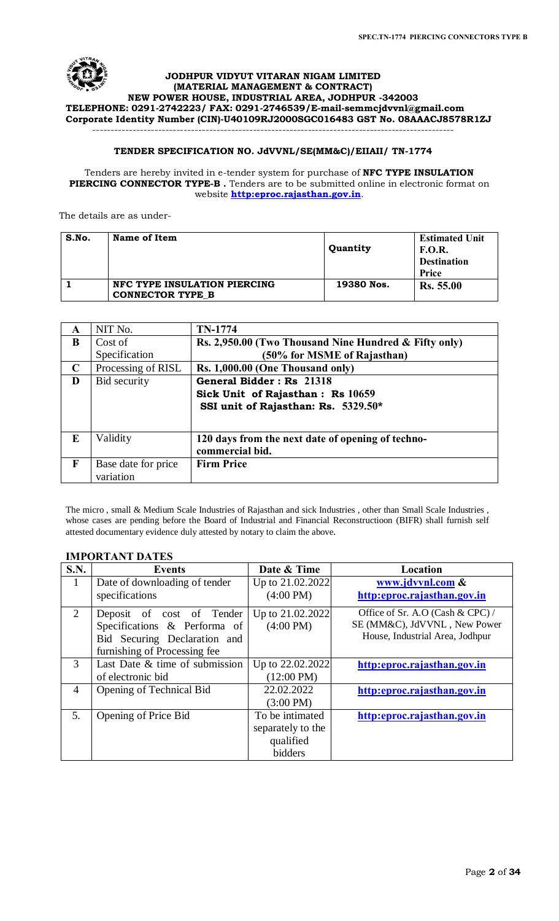**JODHPUR VIDYUT VITARAN NIGAM LIMITED**
**(MATERIAL MANAGEMENT & CONTRACT)**
**NEW POWER HOUSE, INDUSTRIAL AREA, JODHPUR -342003**
**TELEPHONE: 0291-2742223/ FAX: 0291-2746539/E-mail-semmcjdvvnl@gmail.com**
**Corporate Identity Number (CIN)-U40109RJ2000SGC016483 GST No. 08AAACJ8578R1ZJ**

---

## TENDER SPECIFICATION NO. JdVVNL/SE(MM&C)/EIIAII/ TN-1774

Tenders are hereby invited in e-tender system for purchase of **NFC TYPE INSULATION PIERCING CONNECTOR TYPE-B .** Tenders are to be submitted online in electronic format on website **http:eproc.rajasthan.gov.in**.

The details are as under-

| S.No. | Name of Item | Quantity | Estimated Unit F.O.R. Destination Price |
|---|---|---|---|
| 1 | NFC TYPE INSULATION PIERCING CONNECTOR TYPE_B | 19380 Nos. | Rs. 55.00 |

| | | |
|---|---|---|
| A | NIT No. | TN-1774 |
| B | Cost of Specification | Rs. 2,950.00 (Two Thousand Nine Hundred & Fifty only) (50% for MSME of Rajasthan) |
| C | Processing of RISL | Rs. 1,000.00 (One Thousand only) |
| D | Bid security | General Bidder : Rs 21318<br>Sick Unit of Rajasthan : Rs 10659<br>SSI unit of Rajasthan: Rs. 5329.50* |
| E | Validity | 120 days from the next date of opening of techno-commercial bid. |
| F | Base date for price variation | Firm Price |

The micro , small & Medium Scale Industries of Rajasthan and sick Industries , other than Small Scale Industries , whose cases are pending before the Board of Industrial and Financial Reconstructioon (BIFR) shall furnish self attested documentary evidence duly attested by notary to claim the above.

### IMPORTANT DATES

| S.N. | Events | Date & Time | Location |
|---|---|---|---|
| 1 | Date of downloading of tender specifications | Up to 21.02.2022 (4:00 PM) | www.jdvvnl.com & http:eproc.rajasthan.gov.in |
| 2 | Deposit of cost of Tender Specifications & Performa of Bid Securing Declaration and furnishing of Processing fee | Up to 21.02.2022 (4:00 PM) | Office of Sr. A.O (Cash & CPC) / SE (MM&C), JdVVNL , New Power House, Industrial Area, Jodhpur |
| 3 | Last Date & time of submission of electronic bid | Up to 22.02.2022 (12:00 PM) | http:eproc.rajasthan.gov.in |
| 4 | Opening of Technical Bid | 22.02.2022 (3:00 PM) | http:eproc.rajasthan.gov.in |
| 5. | Opening of Price Bid | To be intimated separately to the qualified bidders | http:eproc.rajasthan.gov.in |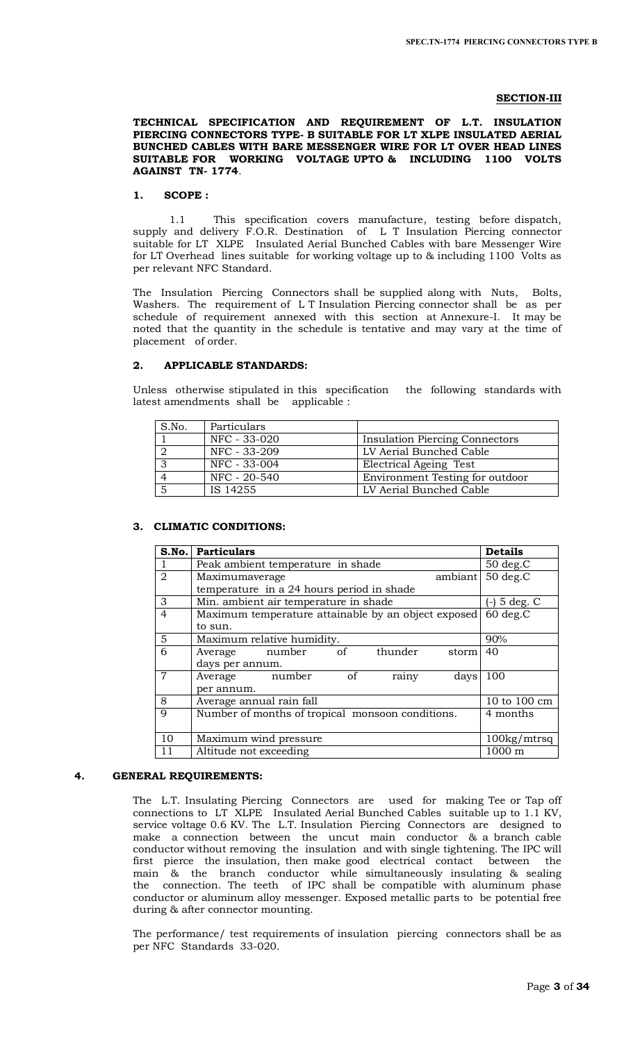## SECTION-III

**TECHNICAL SPECIFICATION AND REQUIREMENT OF L.T. INSULATION PIERCING CONNECTORS TYPE- B SUITABLE FOR LT XLPE INSULATED AERIAL BUNCHED CABLES WITH BARE MESSENGER WIRE FOR LT OVER HEAD LINES SUITABLE FOR WORKING VOLTAGE UPTO & INCLUDING 1100 VOLTS AGAINST TN- 1774**.

### 1. SCOPE :

1.1 This specification covers manufacture, testing before dispatch, supply and delivery F.O.R. Destination of L T Insulation Piercing connector suitable for LT XLPE Insulated Aerial Bunched Cables with bare Messenger Wire for LT Overhead lines suitable for working voltage up to & including 1100 Volts as per relevant NFC Standard.

The Insulation Piercing Connectors shall be supplied along with Nuts, Bolts, Washers. The requirement of L T Insulation Piercing connector shall be as per schedule of requirement annexed with this section at Annexure-I. It may be noted that the quantity in the schedule is tentative and may vary at the time of placement of order.

### 2. APPLICABLE STANDARDS:

Unless otherwise stipulated in this specification the following standards with latest amendments shall be applicable :

| S.No. | Particulars | |
|---|---|---|
| 1 | NFC - 33-020 | Insulation Piercing Connectors |
| 2 | NFC - 33-209 | LV Aerial Bunched Cable |
| 3 | NFC - 33-004 | Electrical Ageing Test |
| 4 | NFC - 20-540 | Environment Testing for outdoor |
| 5 | IS 14255 | LV Aerial Bunched Cable |

### 3. CLIMATIC CONDITIONS:

| S.No. | Particulars | Details |
|---|---|---|
| 1 | Peak ambient temperature in shade | 50 deg.C |
| 2 | Maximumaverage ambiant temperature in a 24 hours period in shade | 50 deg.C |
| 3 | Min. ambient air temperature in shade | (-) 5 deg. C |
| 4 | Maximum temperature attainable by an object exposed to sun. | 60 deg.C |
| 5 | Maximum relative humidity. | 90% |
| 6 | Average number of thunder storm days per annum. | 40 |
| 7 | Average number of rainy days per annum. | 100 |
| 8 | Average annual rain fall | 10 to 100 cm |
| 9 | Number of months of tropical monsoon conditions. | 4 months |
| 10 | Maximum wind pressure | 100kg/mtrsq |
| 11 | Altitude not exceeding | 1000 m |

### 4. GENERAL REQUIREMENTS:

The L.T. Insulating Piercing Connectors are used for making Tee or Tap off connections to LT XLPE Insulated Aerial Bunched Cables suitable up to 1.1 KV, service voltage 0.6 KV. The L.T. Insulation Piercing Connectors are designed to make a connection between the uncut main conductor & a branch cable conductor without removing the insulation and with single tightening. The IPC will first pierce the insulation, then make good electrical contact between the main & the branch conductor while simultaneously insulating & sealing the connection. The teeth of IPC shall be compatible with aluminum phase conductor or aluminum alloy messenger. Exposed metallic parts to be potential free during & after connector mounting.

The performance/ test requirements of insulation piercing connectors shall be as per NFC Standards 33-020.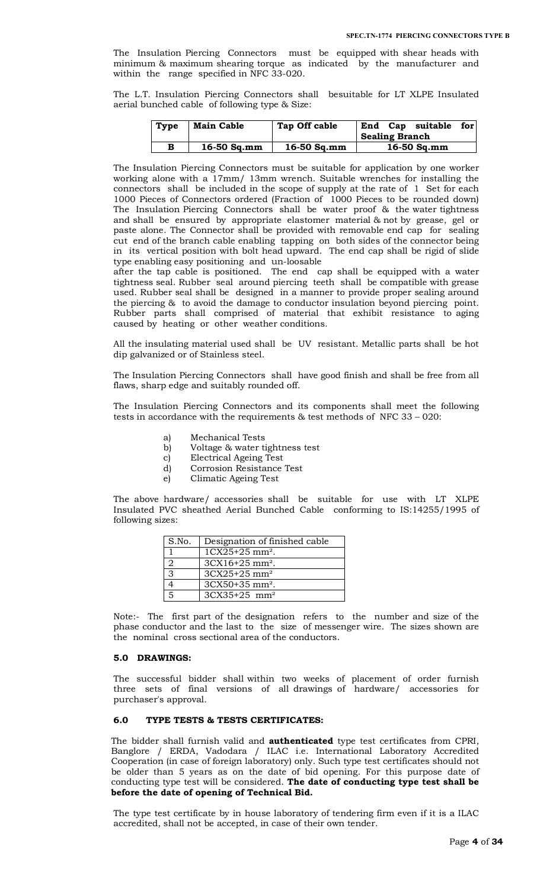The Insulation Piercing Connectors must be equipped with shear heads with minimum & maximum shearing torque as indicated by the manufacturer and within the range specified in NFC 33-020.

The L.T. Insulation Piercing Connectors shall besuitable for LT XLPE Insulated aerial bunched cable of following type & Size:

| Type | Main Cable | Tap Off cable | End Cap suitable for Sealing Branch |
|---|---|---|---|
| B | 16-50 Sq.mm | 16-50 Sq.mm | 16-50 Sq.mm |

The Insulation Piercing Connectors must be suitable for application by one worker working alone with a 17mm/ 13mm wrench. Suitable wrenches for installing the connectors shall be included in the scope of supply at the rate of 1 Set for each 1000 Pieces of Connectors ordered (Fraction of 1000 Pieces to be rounded down) The Insulation Piercing Connectors shall be water proof & the water tightness and shall be ensured by appropriate elastomer material & not by grease, gel or paste alone. The Connector shall be provided with removable end cap for sealing cut end of the branch cable enabling tapping on both sides of the connector being in its vertical position with bolt head upward. The end cap shall be rigid of slide type enabling easy positioning and un-loosable after the tap cable is positioned. The end cap shall be equipped with a water tightness seal. Rubber seal around piercing teeth shall be compatible with grease used. Rubber seal shall be designed in a manner to provide proper sealing around the piercing & to avoid the damage to conductor insulation beyond piercing point. Rubber parts shall comprised of material that exhibit resistance to aging caused by heating or other weather conditions.

All the insulating material used shall be UV resistant. Metallic parts shall be hot dip galvanized or of Stainless steel.

The Insulation Piercing Connectors shall have good finish and shall be free from all flaws, sharp edge and suitably rounded off.

The Insulation Piercing Connectors and its components shall meet the following tests in accordance with the requirements & test methods of NFC 33 – 020:

a) Mechanical Tests
b) Voltage & water tightness test
c) Electrical Ageing Test
d) Corrosion Resistance Test
e) Climatic Ageing Test

The above hardware/ accessories shall be suitable for use with LT XLPE Insulated PVC sheathed Aerial Bunched Cable conforming to IS:14255/1995 of following sizes:

| S.No. | Designation of finished cable |
|---|---|
| 1 | 1CX25+25 mm². |
| 2 | 3CX16+25 mm². |
| 3 | 3CX25+25 mm² |
| 4 | 3CX50+35 mm². |
| 5 | 3CX35+25 mm² |

Note:- The first part of the designation refers to the number and size of the phase conductor and the last to the size of messenger wire. The sizes shown are the nominal cross sectional area of the conductors.

### 5.0 DRAWINGS:

The successful bidder shall within two weeks of placement of order furnish three sets of final versions of all drawings of hardware/ accessories for purchaser's approval.

### 6.0 TYPE TESTS & TESTS CERTIFICATES:

The bidder shall furnish valid and **authenticated** type test certificates from CPRI, Banglore / ERDA, Vadodara / ILAC i.e. International Laboratory Accredited Cooperation (in case of foreign laboratory) only. Such type test certificates should not be older than 5 years as on the date of bid opening. For this purpose date of conducting type test will be considered. **The date of conducting type test shall be before the date of opening of Technical Bid.**

The type test certificate by in house laboratory of tendering firm even if it is a ILAC accredited, shall not be accepted, in case of their own tender.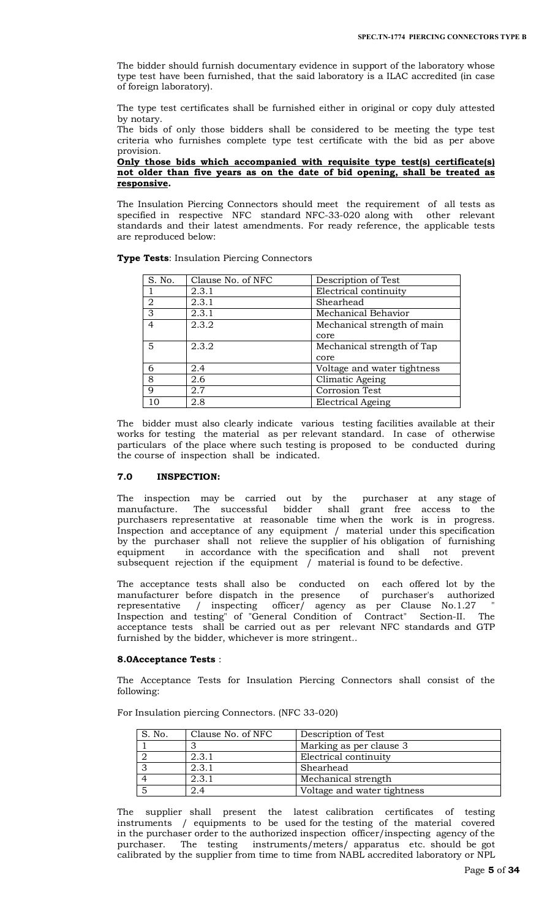The bidder should furnish documentary evidence in support of the laboratory whose type test have been furnished, that the said laboratory is a ILAC accredited (in case of foreign laboratory).

The type test certificates shall be furnished either in original or copy duly attested by notary.

The bids of only those bidders shall be considered to be meeting the type test criteria who furnishes complete type test certificate with the bid as per above provision.

**Only those bids which accompanied with requisite type test(s) certificate(s) not older than five years as on the date of bid opening, shall be treated as responsive.**

The Insulation Piercing Connectors should meet the requirement of all tests as specified in respective NFC standard NFC-33-020 along with other relevant standards and their latest amendments. For ready reference, the applicable tests are reproduced below:

**Type Tests**: Insulation Piercing Connectors

| S. No. | Clause No. of NFC | Description of Test |
|---|---|---|
| 1 | 2.3.1 | Electrical continuity |
| 2 | 2.3.1 | Shearhead |
| 3 | 2.3.1 | Mechanical Behavior |
| 4 | 2.3.2 | Mechanical strength of main core |
| 5 | 2.3.2 | Mechanical strength of Tap core |
| 6 | 2.4 | Voltage and water tightness |
| 8 | 2.6 | Climatic Ageing |
| 9 | 2.7 | Corrosion Test |
| 10 | 2.8 | Electrical Ageing |

The bidder must also clearly indicate various testing facilities available at their works for testing the material as per relevant standard. In case of otherwise particulars of the place where such testing is proposed to be conducted during the course of inspection shall be indicated.

### 7.0 INSPECTION:

The inspection may be carried out by the purchaser at any stage of manufacture. The successful bidder shall grant free access to the purchasers representative at reasonable time when the work is in progress. Inspection and acceptance of any equipment / material under this specification by the purchaser shall not relieve the supplier of his obligation of furnishing equipment in accordance with the specification and shall not prevent subsequent rejection if the equipment / material is found to be defective.

The acceptance tests shall also be conducted on each offered lot by the manufacturer before dispatch in the presence of purchaser's authorized representative / inspecting officer/ agency as per Clause No.1.27 " Inspection and testing" of "General Condition of Contract" Section-II. The acceptance tests shall be carried out as per relevant NFC standards and GTP furnished by the bidder, whichever is more stringent..

### 8.0Acceptance Tests :

The Acceptance Tests for Insulation Piercing Connectors shall consist of the following:

For Insulation piercing Connectors. (NFC 33-020)

| S. No. | Clause No. of NFC | Description of Test |
|---|---|---|
| 1 | 3 | Marking as per clause 3 |
| 2 | 2.3.1 | Electrical continuity |
| 3 | 2.3.1 | Shearhead |
| 4 | 2.3.1 | Mechanical strength |
| 5 | 2.4 | Voltage and water tightness |

The supplier shall present the latest calibration certificates of testing instruments / equipments to be used for the testing of the material covered in the purchaser order to the authorized inspection officer/inspecting agency of the purchaser. The testing instruments/meters/ apparatus etc. should be got calibrated by the supplier from time to time from NABL accredited laboratory or NPL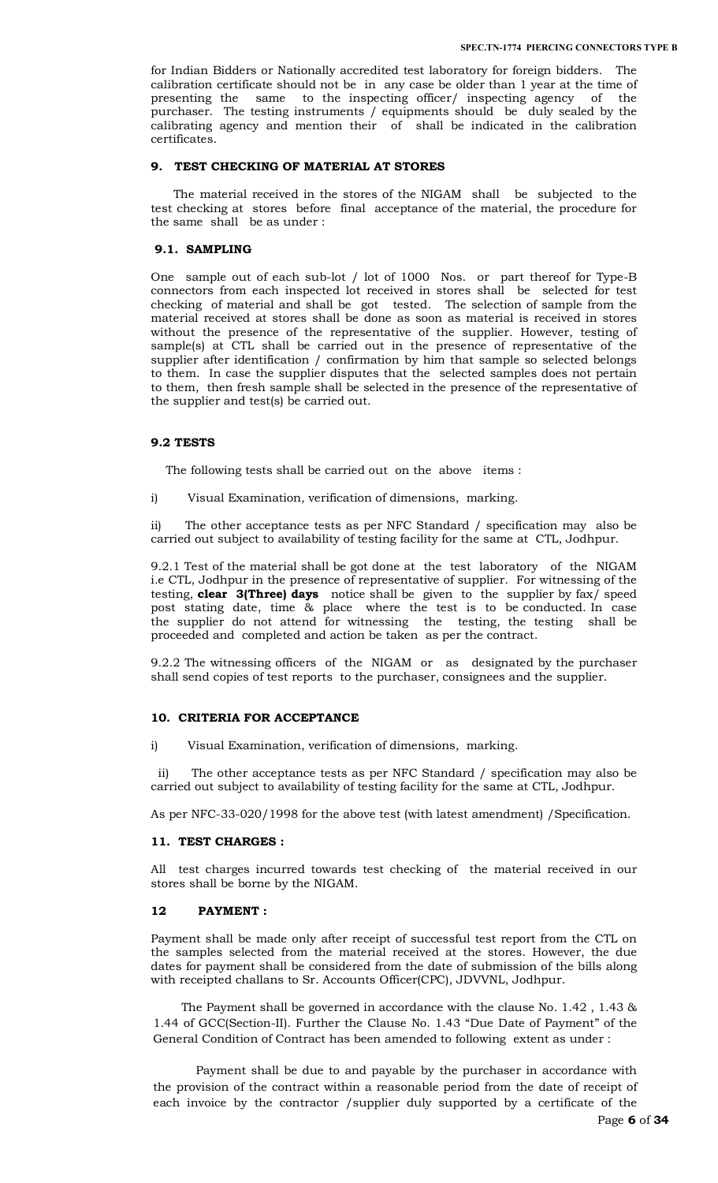for Indian Bidders or Nationally accredited test laboratory for foreign bidders. The calibration certificate should not be in any case be older than 1 year at the time of presenting the same to the inspecting officer/ inspecting agency of the purchaser. The testing instruments / equipments should be duly sealed by the calibrating agency and mention their of shall be indicated in the calibration certificates.

## 9. TEST CHECKING OF MATERIAL AT STORES

The material received in the stores of the NIGAM shall be subjected to the test checking at stores before final acceptance of the material, the procedure for the same shall be as under :

### 9.1. SAMPLING

One sample out of each sub-lot / lot of 1000 Nos. or part thereof for Type-B connectors from each inspected lot received in stores shall be selected for test checking of material and shall be got tested. The selection of sample from the material received at stores shall be done as soon as material is received in stores without the presence of the representative of the supplier. However, testing of sample(s) at CTL shall be carried out in the presence of representative of the supplier after identification / confirmation by him that sample so selected belongs to them. In case the supplier disputes that the selected samples does not pertain to them, then fresh sample shall be selected in the presence of the representative of the supplier and test(s) be carried out.

### 9.2 TESTS

The following tests shall be carried out on the above items :

i) Visual Examination, verification of dimensions, marking.

ii) The other acceptance tests as per NFC Standard / specification may also be carried out subject to availability of testing facility for the same at CTL, Jodhpur.

9.2.1 Test of the material shall be got done at the test laboratory of the NIGAM i.e CTL, Jodhpur in the presence of representative of supplier. For witnessing of the testing, **clear 3(Three) days** notice shall be given to the supplier by fax/ speed post stating date, time & place where the test is to be conducted. In case the supplier do not attend for witnessing the testing, the testing shall be proceeded and completed and action be taken as per the contract.

9.2.2 The witnessing officers of the NIGAM or as designated by the purchaser shall send copies of test reports to the purchaser, consignees and the supplier.

## 10. CRITERIA FOR ACCEPTANCE

i) Visual Examination, verification of dimensions, marking.

ii) The other acceptance tests as per NFC Standard / specification may also be carried out subject to availability of testing facility for the same at CTL, Jodhpur.

As per NFC-33-020/1998 for the above test (with latest amendment) /Specification.

## 11. TEST CHARGES :

All test charges incurred towards test checking of the material received in our stores shall be borne by the NIGAM.

## 12 PAYMENT :

Payment shall be made only after receipt of successful test report from the CTL on the samples selected from the material received at the stores. However, the due dates for payment shall be considered from the date of submission of the bills along with receipted challans to Sr. Accounts Officer(CPC), JDVVNL, Jodhpur.

The Payment shall be governed in accordance with the clause No. 1.42 , 1.43 & 1.44 of GCC(Section-II). Further the Clause No. 1.43 "Due Date of Payment" of the General Condition of Contract has been amended to following extent as under :

Payment shall be due to and payable by the purchaser in accordance with the provision of the contract within a reasonable period from the date of receipt of each invoice by the contractor /supplier duly supported by a certificate of the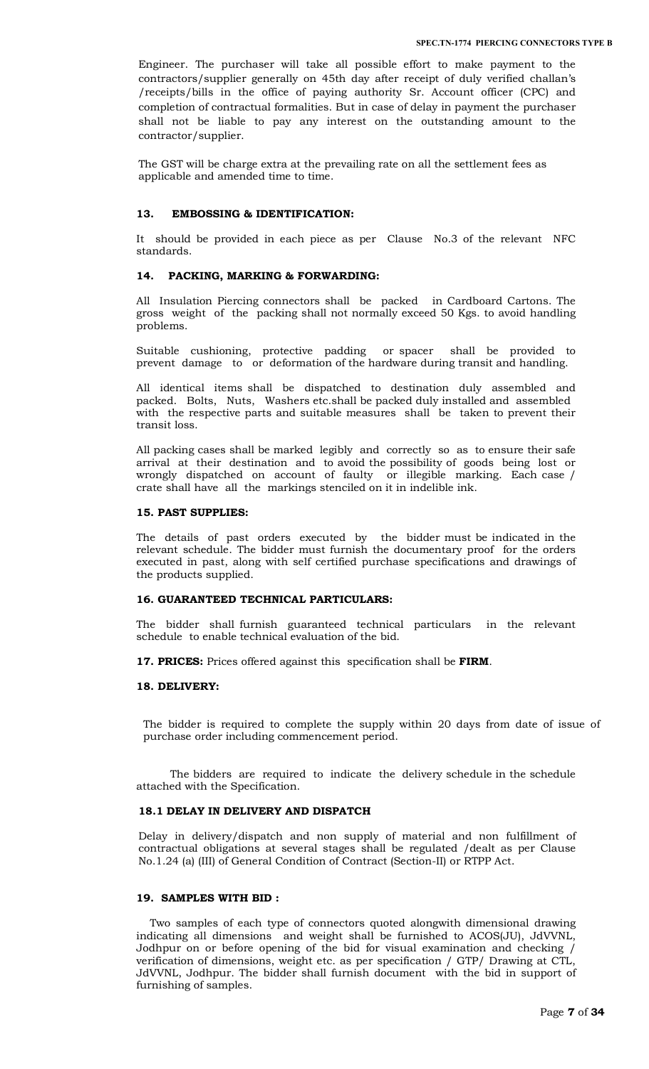Engineer. The purchaser will take all possible effort to make payment to the contractors/supplier generally on 45th day after receipt of duly verified challan's /receipts/bills in the office of paying authority Sr. Account officer (CPC) and completion of contractual formalities. But in case of delay in payment the purchaser shall not be liable to pay any interest on the outstanding amount to the contractor/supplier.

The GST will be charge extra at the prevailing rate on all the settlement fees as applicable and amended time to time.

### 13. EMBOSSING & IDENTIFICATION:

It should be provided in each piece as per Clause No.3 of the relevant NFC standards.

### 14. PACKING, MARKING & FORWARDING:

All Insulation Piercing connectors shall be packed in Cardboard Cartons. The gross weight of the packing shall not normally exceed 50 Kgs. to avoid handling problems.

Suitable cushioning, protective padding or spacer shall be provided to prevent damage to or deformation of the hardware during transit and handling.

All identical items shall be dispatched to destination duly assembled and packed. Bolts, Nuts, Washers etc.shall be packed duly installed and assembled with the respective parts and suitable measures shall be taken to prevent their transit loss.

All packing cases shall be marked legibly and correctly so as to ensure their safe arrival at their destination and to avoid the possibility of goods being lost or wrongly dispatched on account of faulty or illegible marking. Each case / crate shall have all the markings stenciled on it in indelible ink.

### 15. PAST SUPPLIES:

The details of past orders executed by the bidder must be indicated in the relevant schedule. The bidder must furnish the documentary proof for the orders executed in past, along with self certified purchase specifications and drawings of the products supplied.

### 16. GUARANTEED TECHNICAL PARTICULARS:

The bidder shall furnish guaranteed technical particulars in the relevant schedule to enable technical evaluation of the bid.

**17. PRICES:** Prices offered against this specification shall be **FIRM**.

### 18. DELIVERY:

The bidder is required to complete the supply within 20 days from date of issue of purchase order including commencement period.

The bidders are required to indicate the delivery schedule in the schedule attached with the Specification.

### 18.1 DELAY IN DELIVERY AND DISPATCH

Delay in delivery/dispatch and non supply of material and non fulfillment of contractual obligations at several stages shall be regulated /dealt as per Clause No.1.24 (a) (III) of General Condition of Contract (Section-II) or RTPP Act.

### 19. SAMPLES WITH BID :

Two samples of each type of connectors quoted alongwith dimensional drawing indicating all dimensions and weight shall be furnished to ACOS(JU), JdVVNL, Jodhpur on or before opening of the bid for visual examination and checking / verification of dimensions, weight etc. as per specification / GTP/ Drawing at CTL, JdVVNL, Jodhpur. The bidder shall furnish document with the bid in support of furnishing of samples.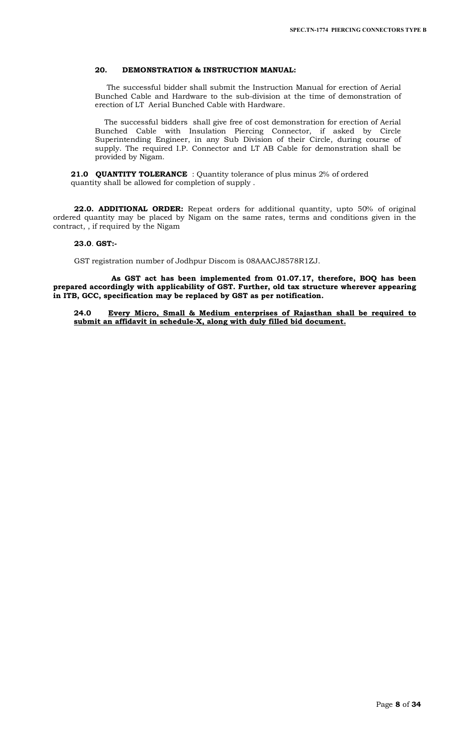### 20. DEMONSTRATION & INSTRUCTION MANUAL:

The successful bidder shall submit the Instruction Manual for erection of Aerial Bunched Cable and Hardware to the sub-division at the time of demonstration of erection of LT Aerial Bunched Cable with Hardware.

The successful bidders shall give free of cost demonstration for erection of Aerial Bunched Cable with Insulation Piercing Connector, if asked by Circle Superintending Engineer, in any Sub Division of their Circle, during course of supply. The required I.P. Connector and LT AB Cable for demonstration shall be provided by Nigam.

**21.0 QUANTITY TOLERANCE** : Quantity tolerance of plus minus 2% of ordered quantity shall be allowed for completion of supply .

**22.0. ADDITIONAL ORDER:** Repeat orders for additional quantity, upto 50% of original ordered quantity may be placed by Nigam on the same rates, terms and conditions given in the contract, , if required by the Nigam

**23.0. GST:-**

GST registration number of Jodhpur Discom is 08AAACJ8578R1ZJ.

**As GST act has been implemented from 01.07.17, therefore, BOQ has been prepared accordingly with applicability of GST. Further, old tax structure wherever appearing in ITB, GCC, specification may be replaced by GST as per notification.**

**24.0 <u>Every Micro, Small & Medium enterprises of Rajasthan shall be required to submit an affidavit in schedule-X, along with duly filled bid document.</u>**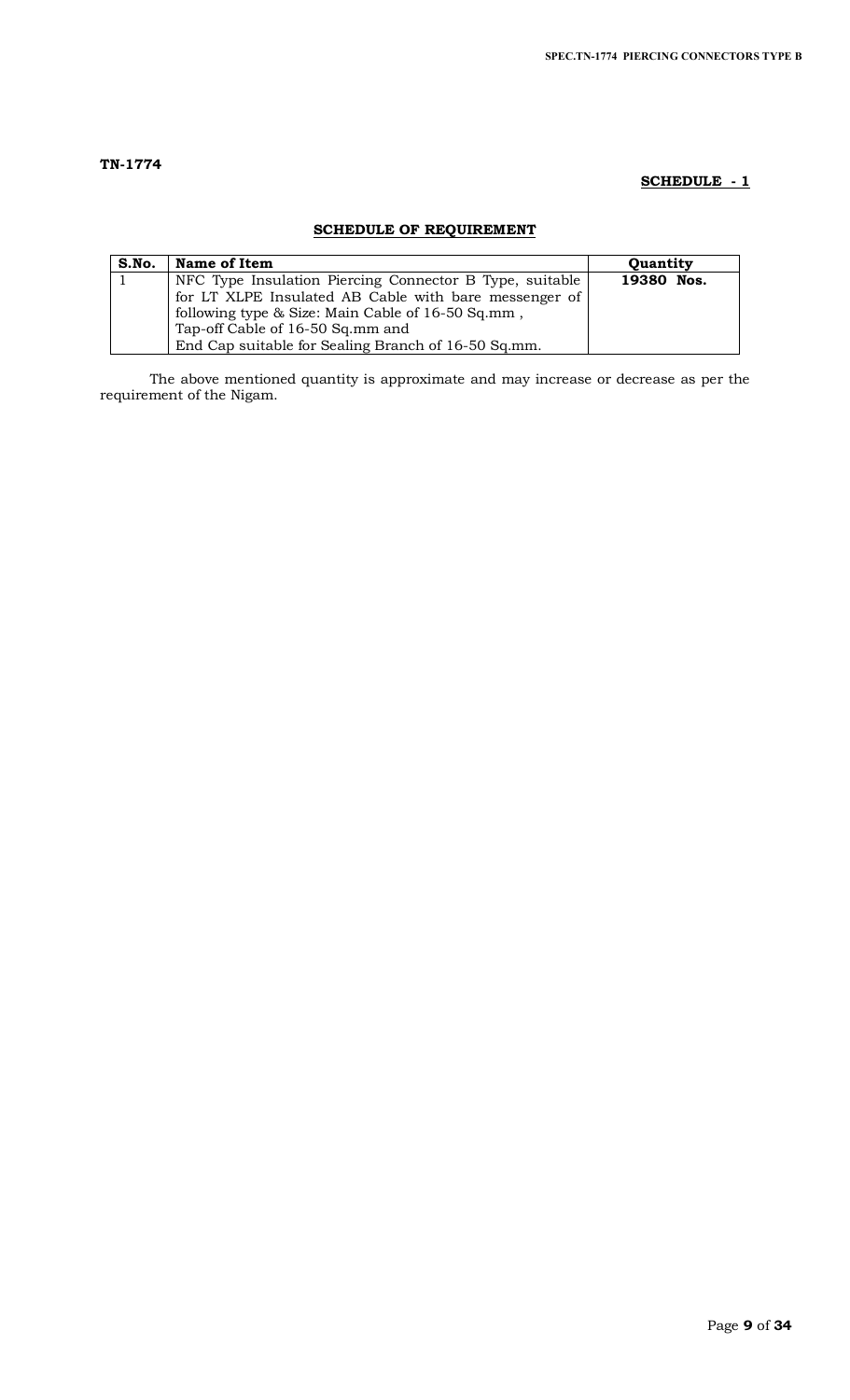**TN-1774**

**SCHEDULE - 1**

## SCHEDULE OF REQUIREMENT

| S.No. | Name of Item | Quantity |
|---|---|---|
| 1 | NFC Type Insulation Piercing Connector B Type, suitable for LT XLPE Insulated AB Cable with bare messenger of following type & Size: Main Cable of 16-50 Sq.mm , Tap-off Cable of 16-50 Sq.mm and End Cap suitable for Sealing Branch of 16-50 Sq.mm. | **19380 Nos.** |

The above mentioned quantity is approximate and may increase or decrease as per the requirement of the Nigam.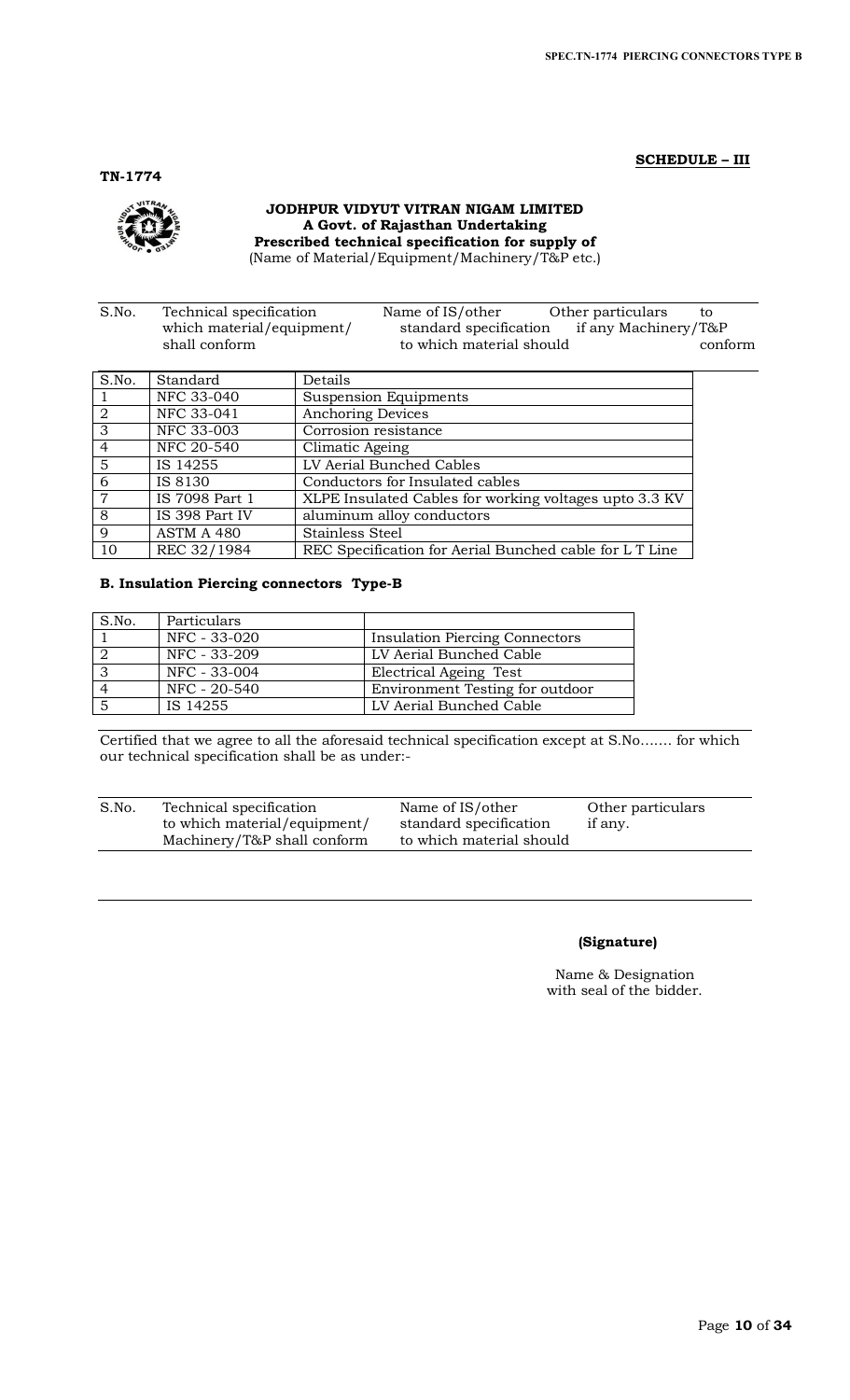**SCHEDULE – III**

**TN-1774**

**JODHPUR VIDYUT VITRAN NIGAM LIMITED**
**A Govt. of Rajasthan Undertaking**
**Prescribed technical specification for supply of**
(Name of Material/Equipment/Machinery/T&P etc.)

| S.No. | Technical specification which material/equipment/ shall conform | Name of IS/other standard specification to which material should | Other particulars to if any Machinery/T&P conform |
|---|---|---|---|

| S.No. | Standard | Details |
|---|---|---|
| 1 | NFC 33-040 | Suspension Equipments |
| 2 | NFC 33-041 | Anchoring Devices |
| 3 | NFC 33-003 | Corrosion resistance |
| 4 | NFC 20-540 | Climatic Ageing |
| 5 | IS 14255 | LV Aerial Bunched Cables |
| 6 | IS 8130 | Conductors for Insulated cables |
| 7 | IS 7098 Part 1 | XLPE Insulated Cables for working voltages upto 3.3 KV |
| 8 | IS 398 Part IV | aluminum alloy conductors |
| 9 | ASTM A 480 | Stainless Steel |
| 10 | REC 32/1984 | REC Specification for Aerial Bunched cable for L T Line |

**B. Insulation Piercing connectors Type-B**

| S.No. | Particulars | |
|---|---|---|
| 1 | NFC - 33-020 | Insulation Piercing Connectors |
| 2 | NFC - 33-209 | LV Aerial Bunched Cable |
| 3 | NFC - 33-004 | Electrical Ageing Test |
| 4 | NFC - 20-540 | Environment Testing for outdoor |
| 5 | IS 14255 | LV Aerial Bunched Cable |

Certified that we agree to all the aforesaid technical specification except at S.No……. for which our technical specification shall be as under:-

| S.No. | Technical specification to which material/equipment/ Machinery/T&P shall conform | Name of IS/other standard specification to which material should | Other particulars if any. |
|---|---|---|---|
| | | | |

**(Signature)**

Name & Designation
with seal of the bidder.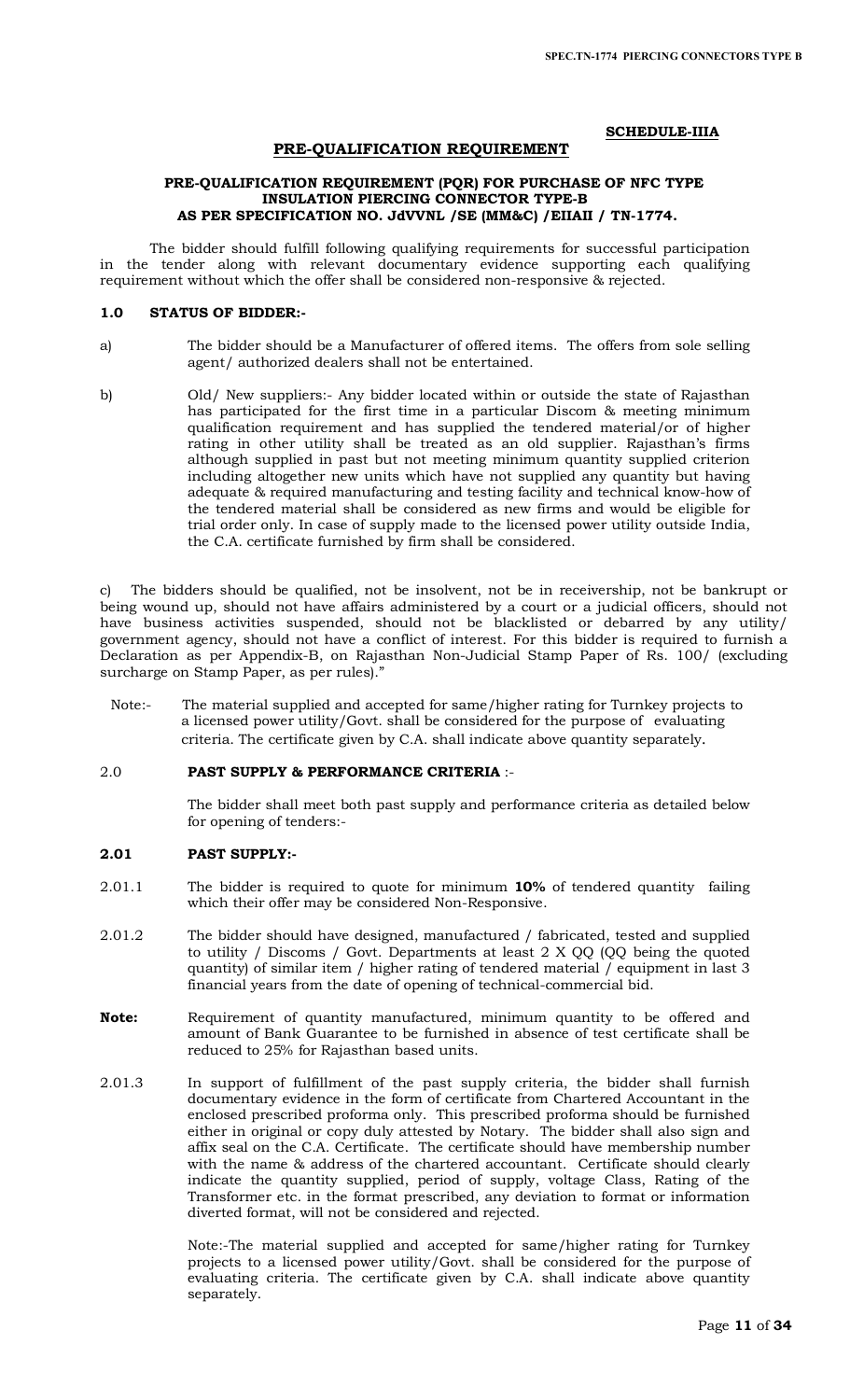**SCHEDULE-IIIA**

## PRE-QUALIFICATION REQUIREMENT

### PRE-QUALIFICATION REQUIREMENT (PQR) FOR PURCHASE OF NFC TYPE INSULATION PIERCING CONNECTOR TYPE-B AS PER SPECIFICATION NO. JdVVNL /SE (MM&C) /EIIAII / TN-1774.

The bidder should fulfill following qualifying requirements for successful participation in the tender along with relevant documentary evidence supporting each qualifying requirement without which the offer shall be considered non-responsive & rejected.

### 1.0 STATUS OF BIDDER:-

a) The bidder should be a Manufacturer of offered items. The offers from sole selling agent/ authorized dealers shall not be entertained.

b) Old/ New suppliers:- Any bidder located within or outside the state of Rajasthan has participated for the first time in a particular Discom & meeting minimum qualification requirement and has supplied the tendered material/or of higher rating in other utility shall be treated as an old supplier. Rajasthan's firms although supplied in past but not meeting minimum quantity supplied criterion including altogether new units which have not supplied any quantity but having adequate & required manufacturing and testing facility and technical know-how of the tendered material shall be considered as new firms and would be eligible for trial order only. In case of supply made to the licensed power utility outside India, the C.A. certificate furnished by firm shall be considered.

c) The bidders should be qualified, not be insolvent, not be in receivership, not be bankrupt or being wound up, should not have affairs administered by a court or a judicial officers, should not have business activities suspended, should not be blacklisted or debarred by any utility/ government agency, should not have a conflict of interest. For this bidder is required to furnish a Declaration as per Appendix-B, on Rajasthan Non-Judicial Stamp Paper of Rs. 100/ (excluding surcharge on Stamp Paper, as per rules)."

Note:- The material supplied and accepted for same/higher rating for Turnkey projects to a licensed power utility/Govt. shall be considered for the purpose of evaluating criteria. The certificate given by C.A. shall indicate above quantity separately.

### 2.0 PAST SUPPLY & PERFORMANCE CRITERIA :-

The bidder shall meet both past supply and performance criteria as detailed below for opening of tenders:-

### 2.01 PAST SUPPLY:-

2.01.1 The bidder is required to quote for minimum **10%** of tendered quantity failing which their offer may be considered Non-Responsive.

2.01.2 The bidder should have designed, manufactured / fabricated, tested and supplied to utility / Discoms / Govt. Departments at least 2 X QQ (QQ being the quoted quantity) of similar item / higher rating of tendered material / equipment in last 3 financial years from the date of opening of technical-commercial bid.

**Note:** Requirement of quantity manufactured, minimum quantity to be offered and amount of Bank Guarantee to be furnished in absence of test certificate shall be reduced to 25% for Rajasthan based units.

2.01.3 In support of fulfillment of the past supply criteria, the bidder shall furnish documentary evidence in the form of certificate from Chartered Accountant in the enclosed prescribed proforma only. This prescribed proforma should be furnished either in original or copy duly attested by Notary. The bidder shall also sign and affix seal on the C.A. Certificate. The certificate should have membership number with the name & address of the chartered accountant. Certificate should clearly indicate the quantity supplied, period of supply, voltage Class, Rating of the Transformer etc. in the format prescribed, any deviation to format or information diverted format, will not be considered and rejected.

Note:-The material supplied and accepted for same/higher rating for Turnkey projects to a licensed power utility/Govt. shall be considered for the purpose of evaluating criteria. The certificate given by C.A. shall indicate above quantity separately.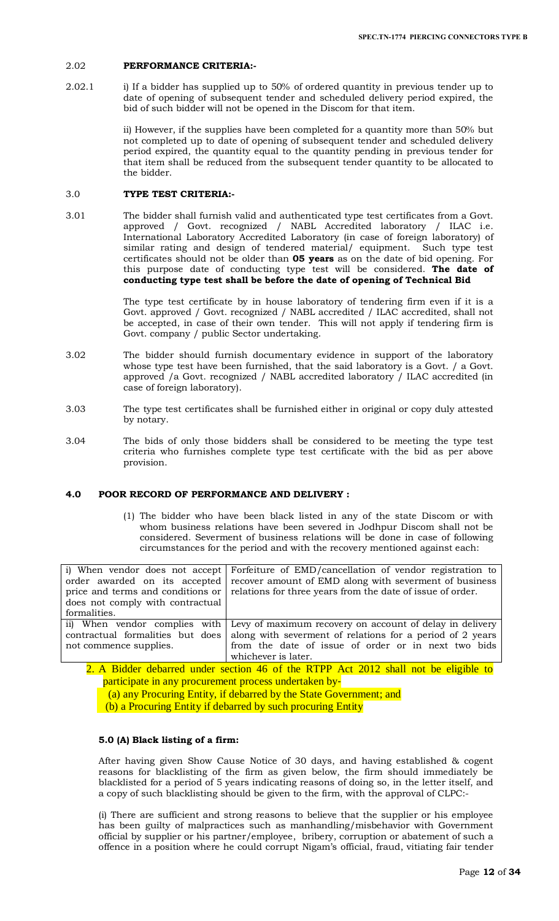### 2.02 **PERFORMANCE CRITERIA:-**

2.02.1 i) If a bidder has supplied up to 50% of ordered quantity in previous tender up to date of opening of subsequent tender and scheduled delivery period expired, the bid of such bidder will not be opened in the Discom for that item.

ii) However, if the supplies have been completed for a quantity more than 50% but not completed up to date of opening of subsequent tender and scheduled delivery period expired, the quantity equal to the quantity pending in previous tender for that item shall be reduced from the subsequent tender quantity to be allocated to the bidder.

### 3.0 **TYPE TEST CRITERIA:-**

3.01 The bidder shall furnish valid and authenticated type test certificates from a Govt. approved / Govt. recognized / NABL Accredited laboratory / ILAC i.e. International Laboratory Accredited Laboratory (in case of foreign laboratory) of similar rating and design of tendered material/ equipment. Such type test certificates should not be older than **05 years** as on the date of bid opening. For this purpose date of conducting type test will be considered. **The date of conducting type test shall be before the date of opening of Technical Bid**

The type test certificate by in house laboratory of tendering firm even if it is a Govt. approved / Govt. recognized / NABL accredited / ILAC accredited, shall not be accepted, in case of their own tender. This will not apply if tendering firm is Govt. company / public Sector undertaking.

3.02 The bidder should furnish documentary evidence in support of the laboratory whose type test have been furnished, that the said laboratory is a Govt. / a Govt. approved /a Govt. recognized / NABL accredited laboratory / ILAC accredited (in case of foreign laboratory).

3.03 The type test certificates shall be furnished either in original or copy duly attested by notary.

3.04 The bids of only those bidders shall be considered to be meeting the type test criteria who furnishes complete type test certificate with the bid as per above provision.

### 4.0 **POOR RECORD OF PERFORMANCE AND DELIVERY :**

(1) The bidder who have been black listed in any of the state Discom or with whom business relations have been severed in Jodhpur Discom shall not be considered. Severment of business relations will be done in case of following circumstances for the period and with the recovery mentioned against each:

| | |
|---|---|
| i) When vendor does not accept order awarded on its accepted price and terms and conditions or does not comply with contractual formalities. | Forfeiture of EMD/cancellation of vendor registration to recover amount of EMD along with severment of business relations for three years from the date of issue of order. |
| ii) When vendor complies with contractual formalities but does not commence supplies. | Levy of maximum recovery on account of delay in delivery along with severment of relations for a period of 2 years from the date of issue of order or in next two bids whichever is later. |

2. A Bidder debarred under section 46 of the RTPP Act 2012 shall not be eligible to participate in any procurement process undertaken by-

(a) any Procuring Entity, if debarred by the State Government; and

(b) a Procuring Entity if debarred by such procuring Entity

### **5.0 (A) Black listing of a firm:**

After having given Show Cause Notice of 30 days, and having established & cogent reasons for blacklisting of the firm as given below, the firm should immediately be blacklisted for a period of 5 years indicating reasons of doing so, in the letter itself, and a copy of such blacklisting should be given to the firm, with the approval of CLPC:-

(i) There are sufficient and strong reasons to believe that the supplier or his employee has been guilty of malpractices such as manhandling/misbehavior with Government official by supplier or his partner/employee, bribery, corruption or abatement of such a offence in a position where he could corrupt Nigam's official, fraud, vitiating fair tender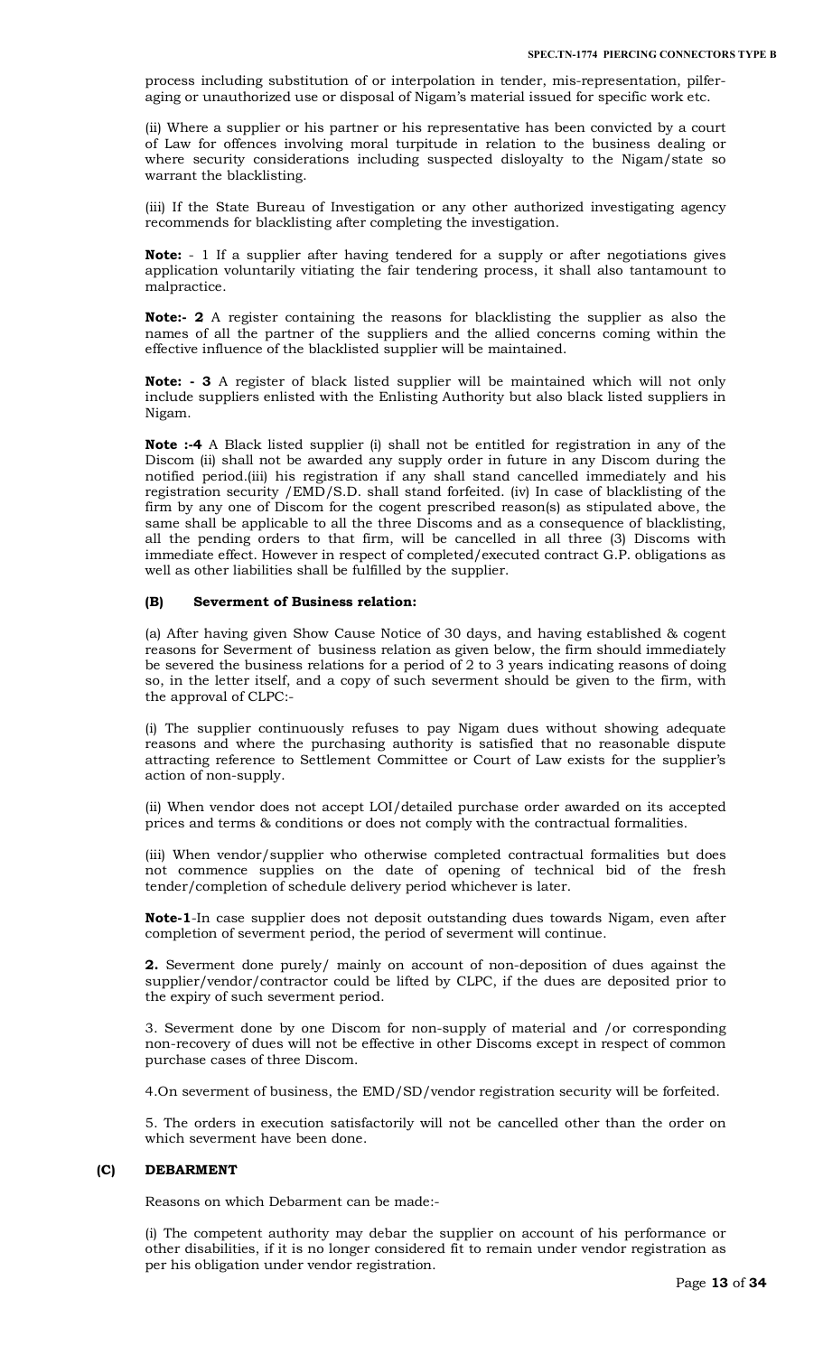process including substitution of or interpolation in tender, mis-representation, pilfer-aging or unauthorized use or disposal of Nigam's material issued for specific work etc.

(ii) Where a supplier or his partner or his representative has been convicted by a court of Law for offences involving moral turpitude in relation to the business dealing or where security considerations including suspected disloyalty to the Nigam/state so warrant the blacklisting.

(iii) If the State Bureau of Investigation or any other authorized investigating agency recommends for blacklisting after completing the investigation.

**Note:** - 1 If a supplier after having tendered for a supply or after negotiations gives application voluntarily vitiating the fair tendering process, it shall also tantamount to malpractice.

**Note:- 2** A register containing the reasons for blacklisting the supplier as also the names of all the partner of the suppliers and the allied concerns coming within the effective influence of the blacklisted supplier will be maintained.

**Note: - 3** A register of black listed supplier will be maintained which will not only include suppliers enlisted with the Enlisting Authority but also black listed suppliers in Nigam.

**Note :-4** A Black listed supplier (i) shall not be entitled for registration in any of the Discom (ii) shall not be awarded any supply order in future in any Discom during the notified period.(iii) his registration if any shall stand cancelled immediately and his registration security /EMD/S.D. shall stand forfeited. (iv) In case of blacklisting of the firm by any one of Discom for the cogent prescribed reason(s) as stipulated above, the same shall be applicable to all the three Discoms and as a consequence of blacklisting, all the pending orders to that firm, will be cancelled in all three (3) Discoms with immediate effect. However in respect of completed/executed contract G.P. obligations as well as other liabilities shall be fulfilled by the supplier.

#### (B) Severment of Business relation:

(a) After having given Show Cause Notice of 30 days, and having established & cogent reasons for Severment of business relation as given below, the firm should immediately be severed the business relations for a period of 2 to 3 years indicating reasons of doing so, in the letter itself, and a copy of such severment should be given to the firm, with the approval of CLPC:-

(i) The supplier continuously refuses to pay Nigam dues without showing adequate reasons and where the purchasing authority is satisfied that no reasonable dispute attracting reference to Settlement Committee or Court of Law exists for the supplier's action of non-supply.

(ii) When vendor does not accept LOI/detailed purchase order awarded on its accepted prices and terms & conditions or does not comply with the contractual formalities.

(iii) When vendor/supplier who otherwise completed contractual formalities but does not commence supplies on the date of opening of technical bid of the fresh tender/completion of schedule delivery period whichever is later.

**Note-1**-In case supplier does not deposit outstanding dues towards Nigam, even after completion of severment period, the period of severment will continue.

**2.** Severment done purely/ mainly on account of non-deposition of dues against the supplier/vendor/contractor could be lifted by CLPC, if the dues are deposited prior to the expiry of such severment period.

3. Severment done by one Discom for non-supply of material and /or corresponding non-recovery of dues will not be effective in other Discoms except in respect of common purchase cases of three Discom.

4.On severment of business, the EMD/SD/vendor registration security will be forfeited.

5. The orders in execution satisfactorily will not be cancelled other than the order on which severment have been done.

#### (C) DEBARMENT

Reasons on which Debarment can be made:-

(i) The competent authority may debar the supplier on account of his performance or other disabilities, if it is no longer considered fit to remain under vendor registration as per his obligation under vendor registration.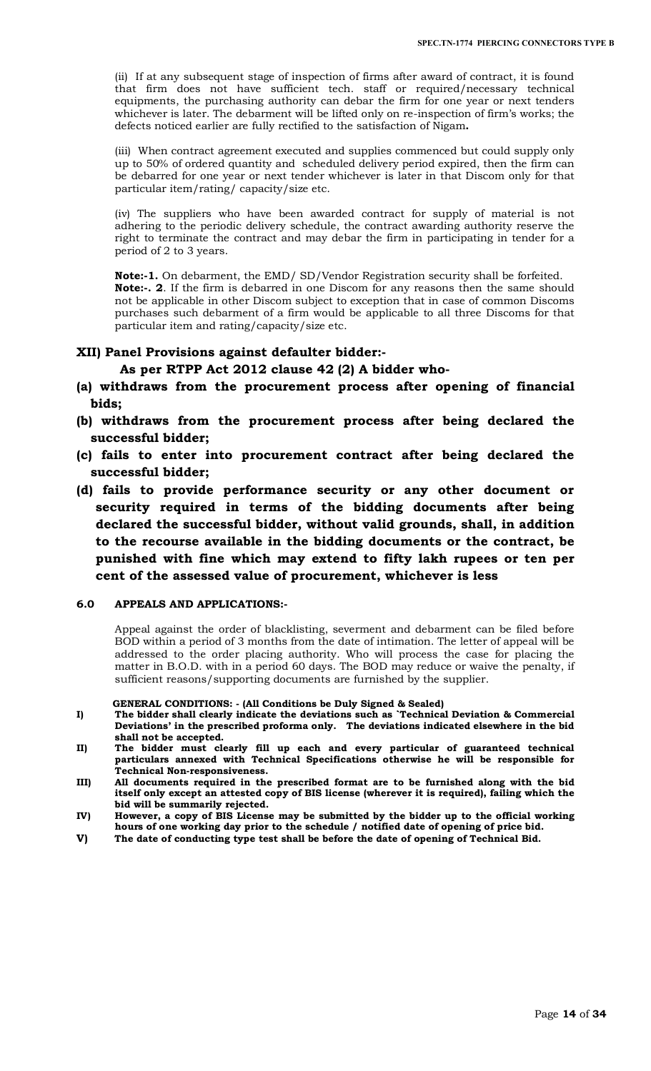(ii) If at any subsequent stage of inspection of firms after award of contract, it is found that firm does not have sufficient tech. staff or required/necessary technical equipments, the purchasing authority can debar the firm for one year or next tenders whichever is later. The debarment will be lifted only on re-inspection of firm's works; the defects noticed earlier are fully rectified to the satisfaction of Nigam**.**

(iii) When contract agreement executed and supplies commenced but could supply only up to 50% of ordered quantity and scheduled delivery period expired, then the firm can be debarred for one year or next tender whichever is later in that Discom only for that particular item/rating/ capacity/size etc.

(iv) The suppliers who have been awarded contract for supply of material is not adhering to the periodic delivery schedule, the contract awarding authority reserve the right to terminate the contract and may debar the firm in participating in tender for a period of 2 to 3 years.

**Note:-1.** On debarment, the EMD/ SD/Vendor Registration security shall be forfeited.
**Note:-. 2**. If the firm is debarred in one Discom for any reasons then the same should not be applicable in other Discom subject to exception that in case of common Discoms purchases such debarment of a firm would be applicable to all three Discoms for that particular item and rating/capacity/size etc.

### XII) Panel Provisions against defaulter bidder:-

**As per RTPP Act 2012 clause 42 (2) A bidder who-**

**(a) withdraws from the procurement process after opening of financial bids;**

**(b) withdraws from the procurement process after being declared the successful bidder;**

**(c) fails to enter into procurement contract after being declared the successful bidder;**

**(d) fails to provide performance security or any other document or security required in terms of the bidding documents after being declared the successful bidder, without valid grounds, shall, in addition to the recourse available in the bidding documents or the contract, be punished with fine which may extend to fifty lakh rupees or ten per cent of the assessed value of procurement, whichever is less**

### 6.0 APPEALS AND APPLICATIONS:-

Appeal against the order of blacklisting, severment and debarment can be filed before BOD within a period of 3 months from the date of intimation. The letter of appeal will be addressed to the order placing authority. Who will process the case for placing the matter in B.O.D. with in a period 60 days. The BOD may reduce or waive the penalty, if sufficient reasons/supporting documents are furnished by the supplier.

**GENERAL CONDITIONS: - (All Conditions be Duly Signed & Sealed)**

**I) The bidder shall clearly indicate the deviations such as `Technical Deviation & Commercial Deviations' in the prescribed proforma only. The deviations indicated elsewhere in the bid shall not be accepted.**

**II) The bidder must clearly fill up each and every particular of guaranteed technical particulars annexed with Technical Specifications otherwise he will be responsible for Technical Non-responsiveness.**

**III) All documents required in the prescribed format are to be furnished along with the bid itself only except an attested copy of BIS license (wherever it is required), failing which the bid will be summarily rejected.**

**IV) However, a copy of BIS License may be submitted by the bidder up to the official working hours of one working day prior to the schedule / notified date of opening of price bid.**

**V) The date of conducting type test shall be before the date of opening of Technical Bid.**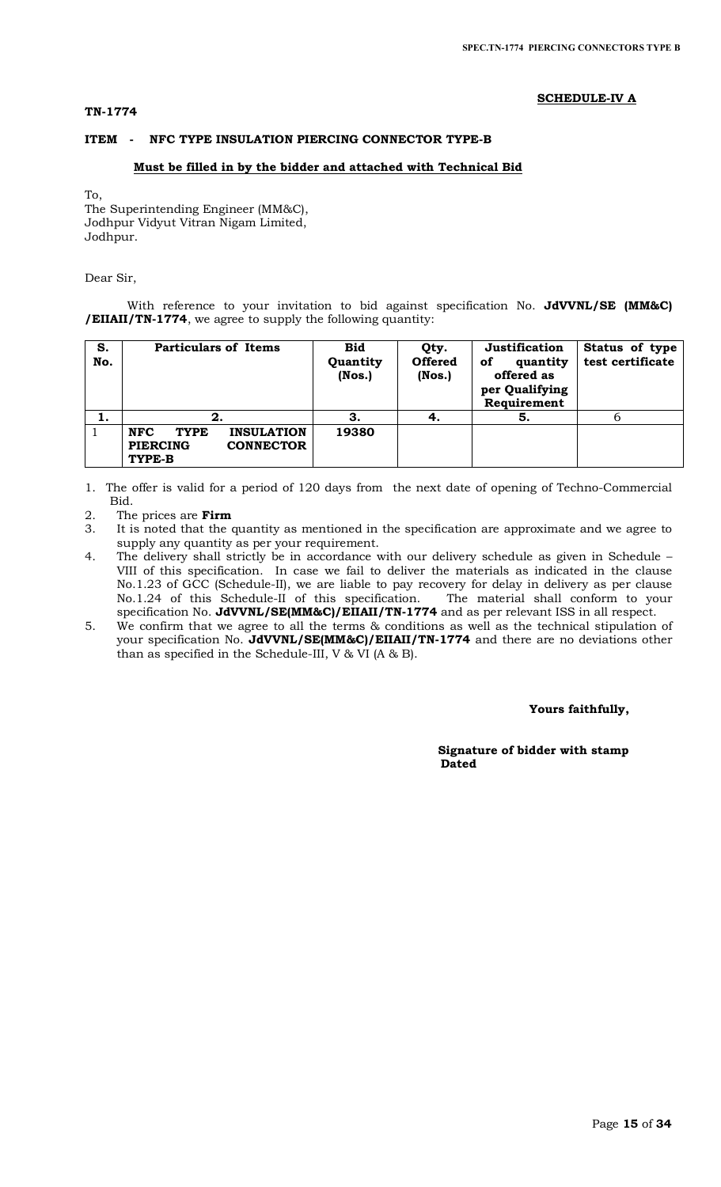**SCHEDULE-IV A**

**TN-1774**

**ITEM - NFC TYPE INSULATION PIERCING CONNECTOR TYPE-B**

**Must be filled in by the bidder and attached with Technical Bid**

To,
The Superintending Engineer (MM&C),
Jodhpur Vidyut Vitran Nigam Limited,
Jodhpur.

Dear Sir,

With reference to your invitation to bid against specification No. **JdVVNL/SE (MM&C) /EIIAII/TN-1774**, we agree to supply the following quantity:

| S. No. | Particulars of Items | Bid Quantity (Nos.) | Qty. Offered (Nos.) | Justification of quantity offered as per Qualifying Requirement | Status of type test certificate |
|---|---|---|---|---|---|
| 1. | 2. | 3. | 4. | 5. | 6 |
| 1 | **NFC TYPE INSULATION PIERCING CONNECTOR TYPE-B** | **19380** | | | |

1. The offer is valid for a period of 120 days from the next date of opening of Techno-Commercial Bid.
2. The prices are **Firm**
3. It is noted that the quantity as mentioned in the specification are approximate and we agree to supply any quantity as per your requirement.
4. The delivery shall strictly be in accordance with our delivery schedule as given in Schedule – VIII of this specification. In case we fail to deliver the materials as indicated in the clause No.1.23 of GCC (Schedule-II), we are liable to pay recovery for delay in delivery as per clause No.1.24 of this Schedule-II of this specification. The material shall conform to your specification No. **JdVVNL/SE(MM&C)/EIIAII/TN-1774** and as per relevant ISS in all respect.
5. We confirm that we agree to all the terms & conditions as well as the technical stipulation of your specification No. **JdVVNL/SE(MM&C)/EIIAII/TN-1774** and there are no deviations other than as specified in the Schedule-III, V & VI (A & B).

**Yours faithfully,**

**Signature of bidder with stamp**
**Dated**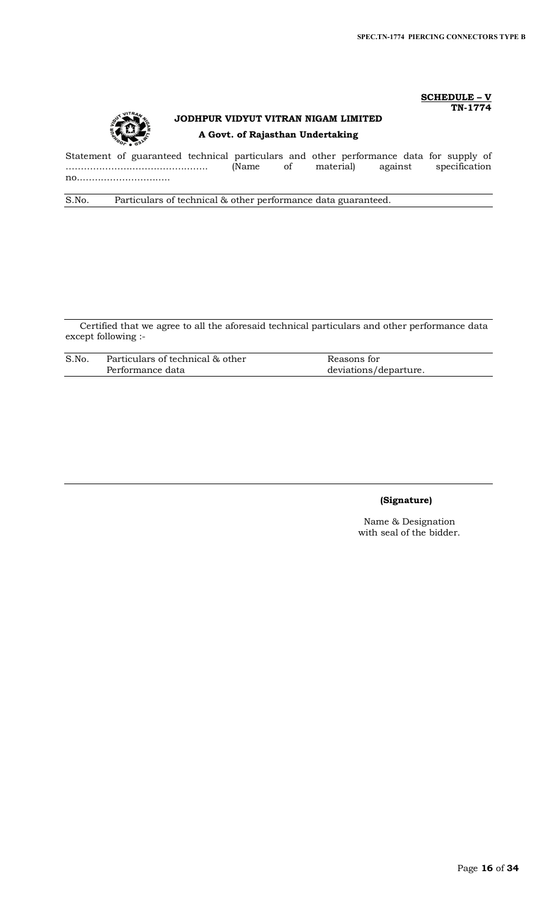**SCHEDULE – V**
**TN-1774**

**JODHPUR VIDYUT VITRAN NIGAM LIMITED**

**A Govt. of Rajasthan Undertaking**

Statement of guaranteed technical particulars and other performance data for supply of ………………………………………. (Name of material) against specification no.…………………………

| S.No. | Particulars of technical & other performance data guaranteed. |
|---|---|
| | |

Certified that we agree to all the aforesaid technical particulars and other performance data except following :-

| S.No. | Particulars of technical & other Performance data | Reasons for deviations/departure. |
|---|---|---|
| | | |

**(Signature)**

Name & Designation
with seal of the bidder.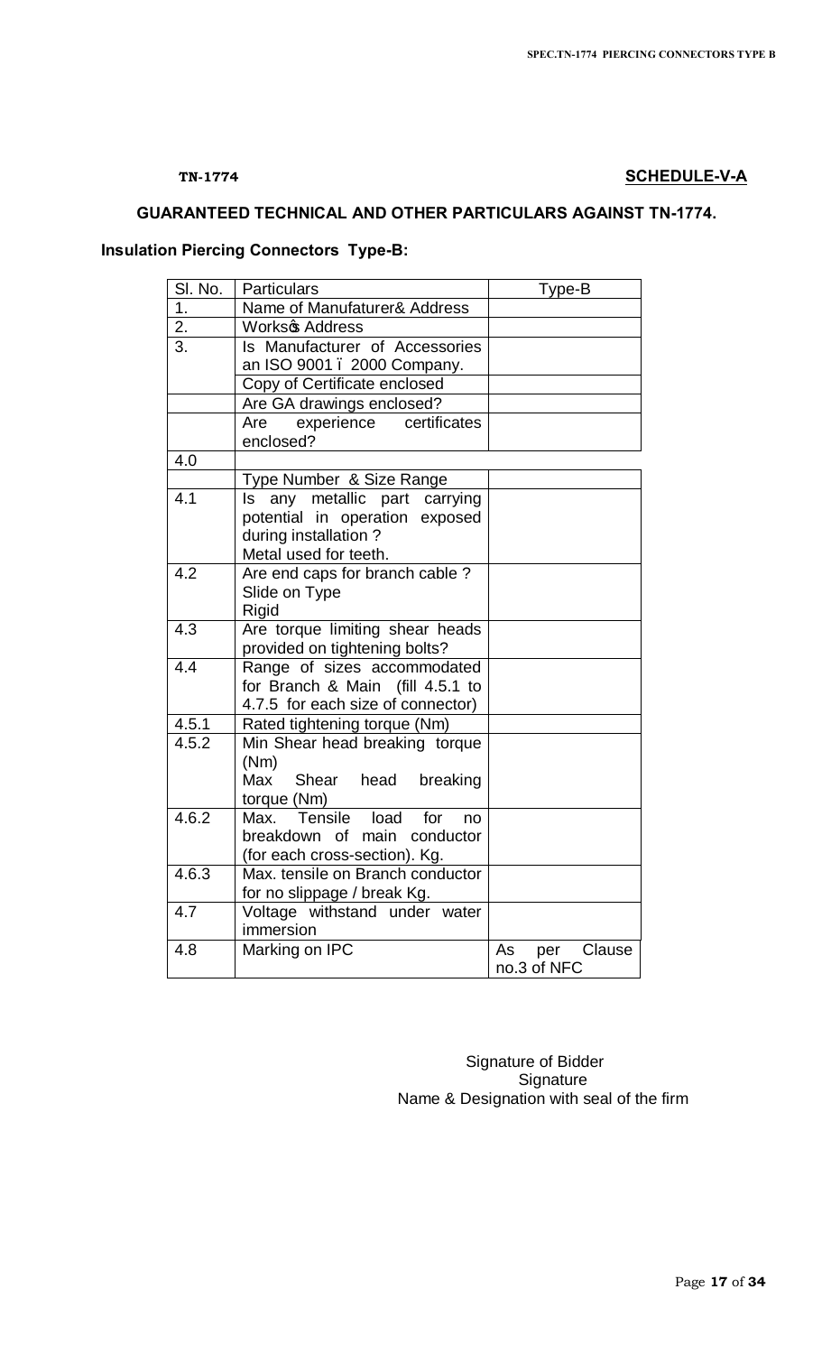**TN-1774** **SCHEDULE-V-A**

## GUARANTEED TECHNICAL AND OTHER PARTICULARS AGAINST TN-1774.

### Insulation Piercing Connectors Type-B:

| Sl. No. | Particulars | Type-B |
|---|---|---|
| 1. | Name of Manufacturer& Address | |
| 2. | Works� Address | |
| 3. | Is Manufacturer of Accessories an ISO 9001 – 2000 Company. | |
| | Copy of Certificate enclosed | |
| | Are GA drawings enclosed? | |
| | Are experience certificates enclosed? | |
| 4.0 | | |
| | Type Number & Size Range | |
| 4.1 | Is any metallic part carrying potential in operation exposed during installation ?<br>Metal used for teeth. | |
| 4.2 | Are end caps for branch cable ?<br>Slide on Type<br>Rigid | |
| 4.3 | Are torque limiting shear heads provided on tightening bolts? | |
| 4.4 | Range of sizes accommodated for Branch & Main (fill 4.5.1 to 4.7.5 for each size of connector) | |
| 4.5.1 | Rated tightening torque (Nm) | |
| 4.5.2 | Min Shear head breaking torque (Nm)<br>Max Shear head breaking torque (Nm) | |
| 4.6.2 | Max. Tensile load for no breakdown of main conductor (for each cross-section). Kg. | |
| 4.6.3 | Max. tensile on Branch conductor for no slippage / break Kg. | |
| 4.7 | Voltage withstand under water immersion | |
| 4.8 | Marking on IPC | As per Clause no.3 of NFC |

Signature of Bidder
Signature
Name & Designation with seal of the firm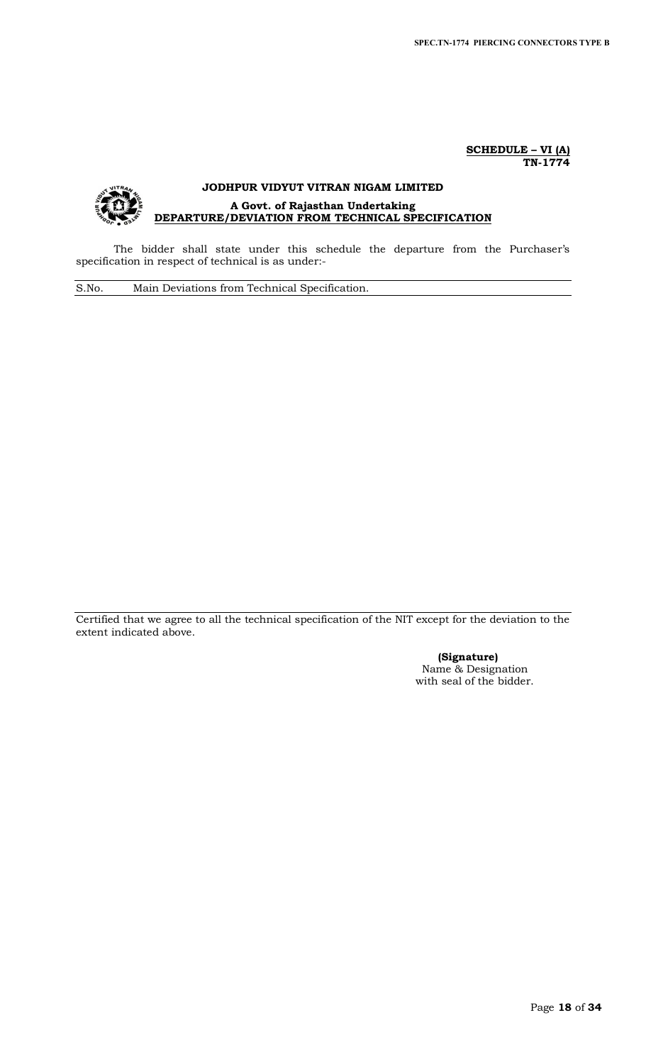**SCHEDULE – VI (A)**
**TN-1774**

# JODHPUR VIDYUT VITRAN NIGAM LIMITED

**A Govt. of Rajasthan Undertaking**

## DEPARTURE/DEVIATION FROM TECHNICAL SPECIFICATION

The bidder shall state under this schedule the departure from the Purchaser's specification in respect of technical is as under:-

| S.No. | Main Deviations from Technical Specification. |
|---|---|
| | |

Certified that we agree to all the technical specification of the NIT except for the deviation to the extent indicated above.

**(Signature)**
Name & Designation
with seal of the bidder.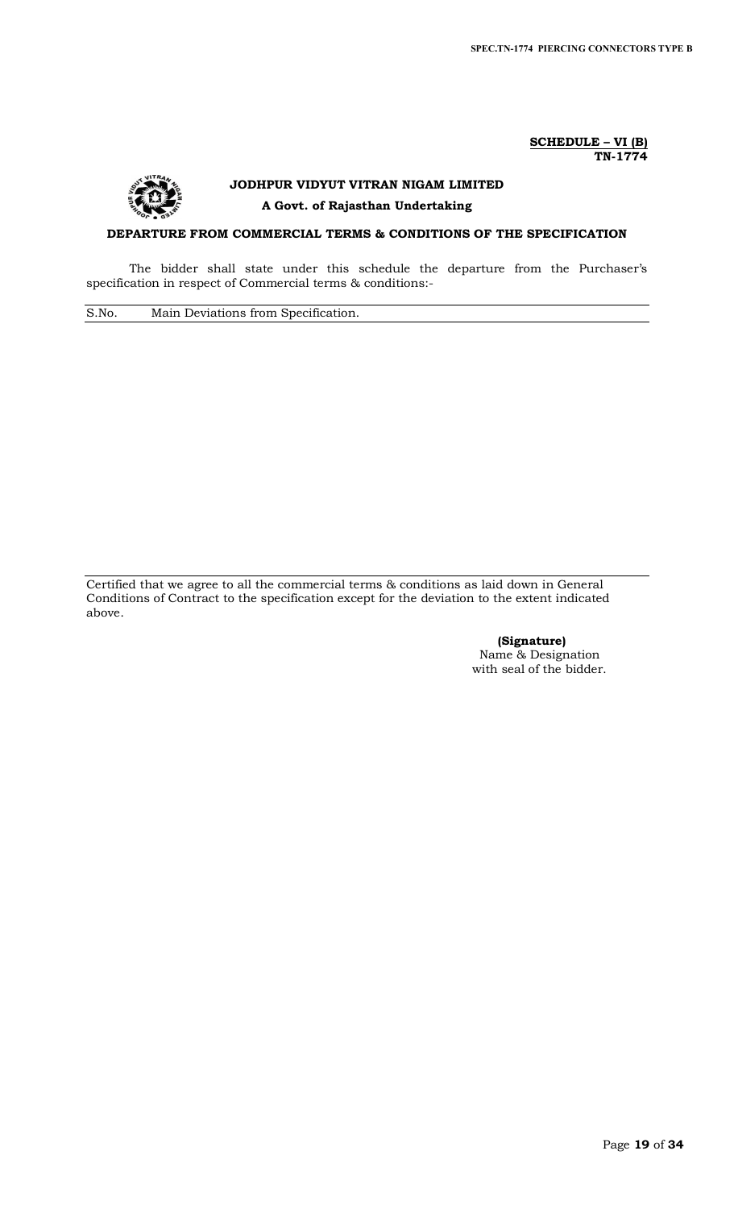**SCHEDULE – VI (B)**
**TN-1774**

# JODHPUR VIDYUT VITRAN NIGAM LIMITED

**A Govt. of Rajasthan Undertaking**

## DEPARTURE FROM COMMERCIAL TERMS & CONDITIONS OF THE SPECIFICATION

The bidder shall state under this schedule the departure from the Purchaser's specification in respect of Commercial terms & conditions:-

| S.No. | Main Deviations from Specification. |
|---|---|
| | |

Certified that we agree to all the commercial terms & conditions as laid down in General Conditions of Contract to the specification except for the deviation to the extent indicated above.

**(Signature)**
Name & Designation
with seal of the bidder.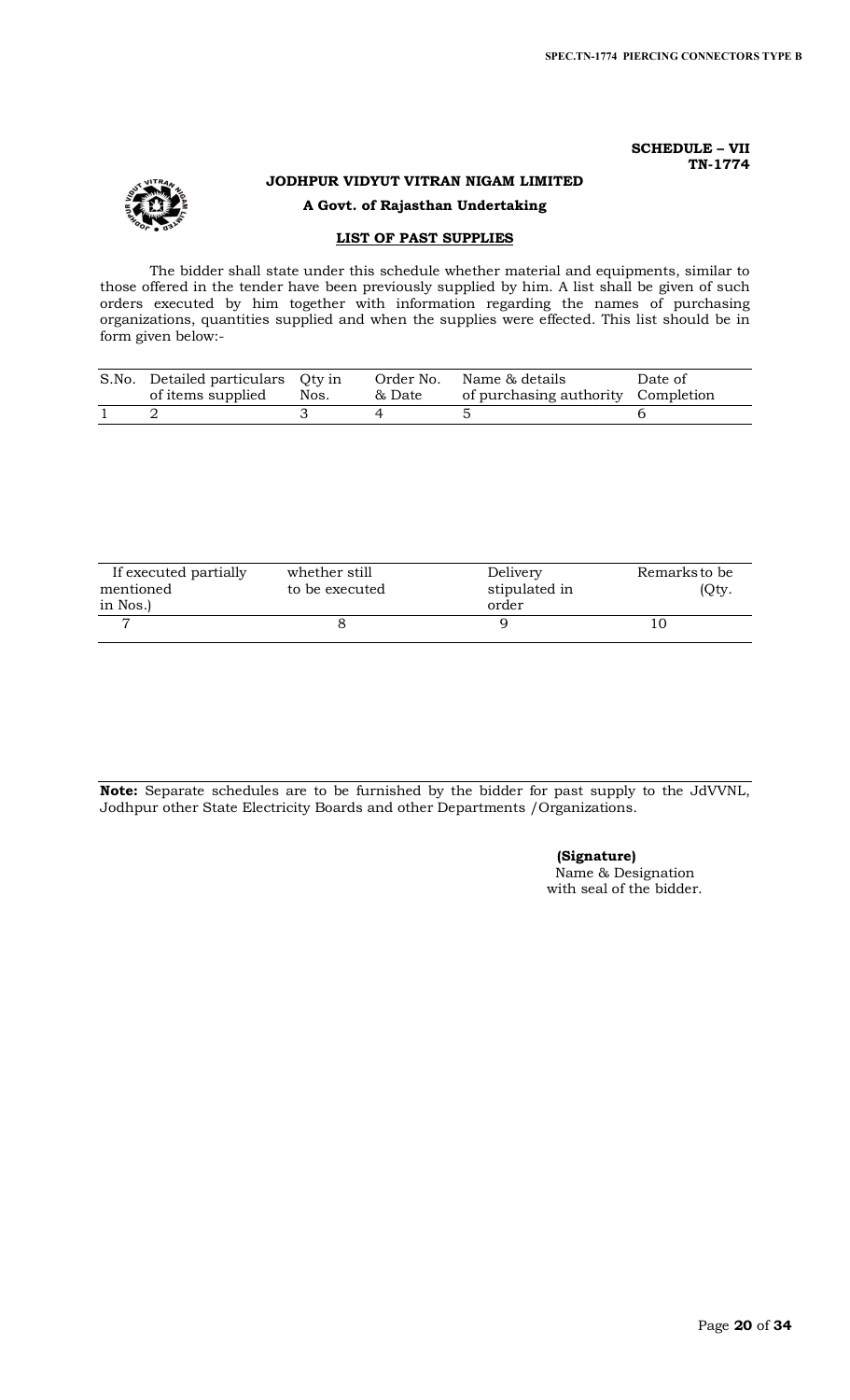**SCHEDULE – VII**
**TN-1774**

**JODHPUR VIDYUT VITRAN NIGAM LIMITED**

**A Govt. of Rajasthan Undertaking**

## LIST OF PAST SUPPLIES

The bidder shall state under this schedule whether material and equipments, similar to those offered in the tender have been previously supplied by him. A list shall be given of such orders executed by him together with information regarding the names of purchasing organizations, quantities supplied and when the supplies were effected. This list should be in form given below:-

| S.No. | Detailed particulars of items supplied | Qty in Nos. | Order No. & Date | Name & details of purchasing authority | Date of Completion |
|---|---|---|---|---|---|
| 1 | 2 | 3 | 4 | 5 | 6 |

| If executed partially mentioned in Nos.) | whether still to be executed | Delivery stipulated in order | Remarks to be (Qty. |
|---|---|---|---|
| 7 | 8 | 9 | 10 |

**Note:** Separate schedules are to be furnished by the bidder for past supply to the JdVVNL, Jodhpur other State Electricity Boards and other Departments /Organizations.

**(Signature)**
Name & Designation
with seal of the bidder.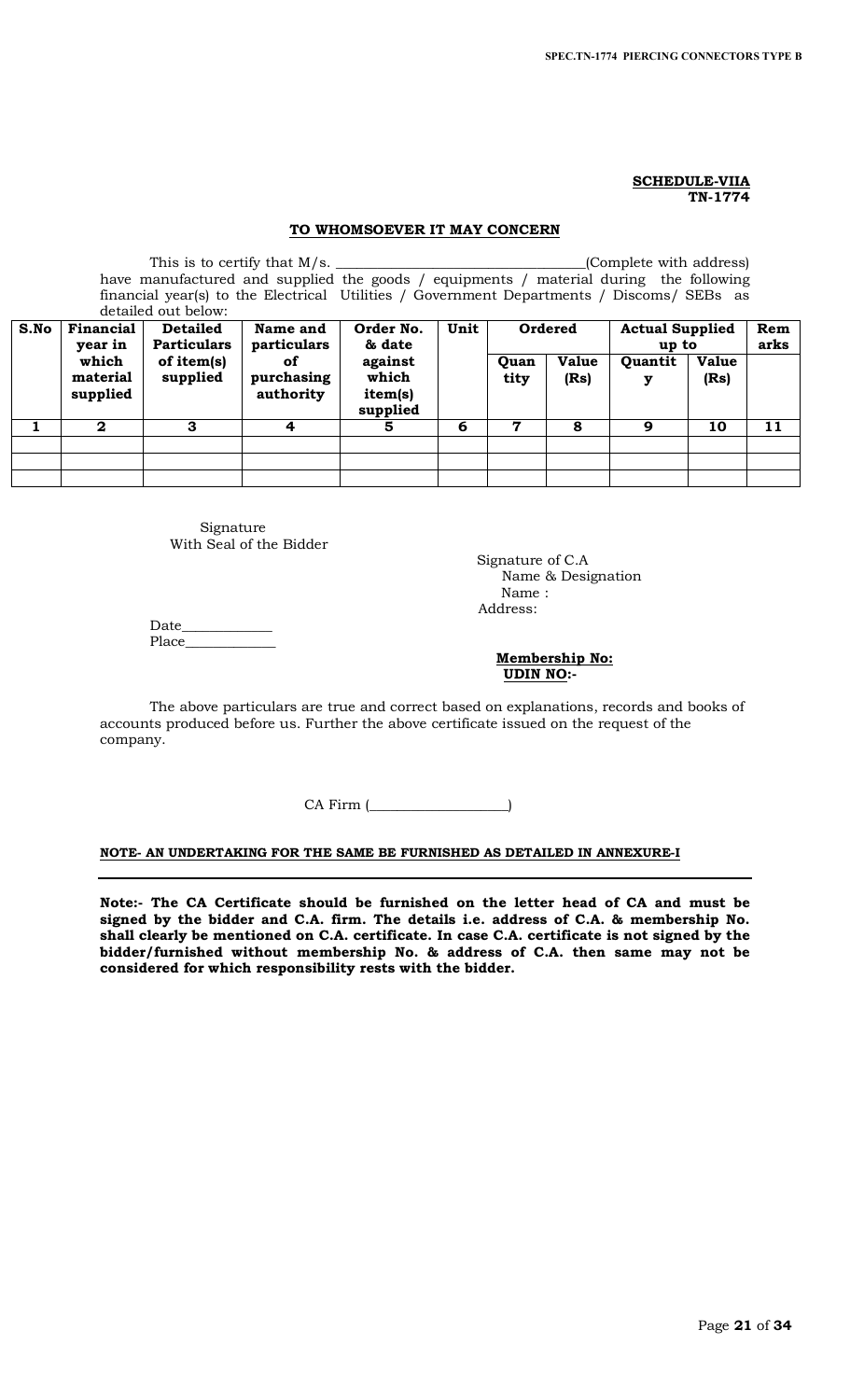**SCHEDULE-VIIA**
**TN-1774**

**TO WHOMSOEVER IT MAY CONCERN**

This is to certify that M/s. ___________________________________(Complete with address) have manufactured and supplied the goods / equipments / material during the following financial year(s) to the Electrical Utilities / Government Departments / Discoms/ SEBs as detailed out below:

| S.No | Financial year in which material supplied | Detailed Particulars of item(s) supplied | Name and particulars of purchasing authority | Order No. & date against which item(s) supplied | Unit | Ordered | | Actual Supplied up to | | Remarks |
|---|---|---|---|---|---|---|---|---|---|---|
| | | | | | | Quantity | Value (Rs) | Quantity | Value (Rs) | |
| 1 | 2 | 3 | 4 | 5 | 6 | 7 | 8 | 9 | 10 | 11 |
| | | | | | | | | | | |
| | | | | | | | | | | |
| | | | | | | | | | | |

Signature
With Seal of the Bidder

Signature of C.A
Name & Designation
Name :
Address:

Date____________
Place____________

**Membership No:**
**UDIN NO:-**

The above particulars are true and correct based on explanations, records and books of accounts produced before us. Further the above certificate issued on the request of the company.

CA Firm (___________________)

**NOTE- AN UNDERTAKING FOR THE SAME BE FURNISHED AS DETAILED IN ANNEXURE-I**

**Note:- The CA Certificate should be furnished on the letter head of CA and must be signed by the bidder and C.A. firm. The details i.e. address of C.A. & membership No. shall clearly be mentioned on C.A. certificate. In case C.A. certificate is not signed by the bidder/furnished without membership No. & address of C.A. then same may not be considered for which responsibility rests with the bidder.**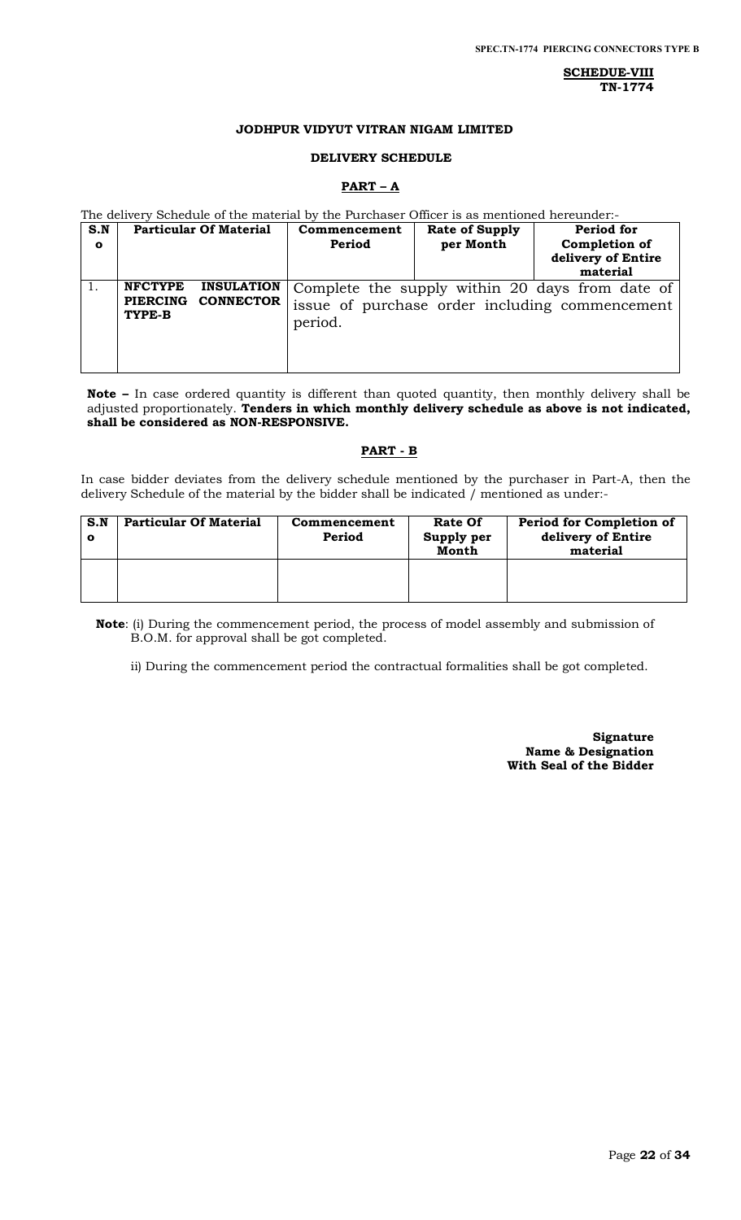**SCHEDUE-VIII**
**TN-1774**

**JODHPUR VIDYUT VITRAN NIGAM LIMITED**

**DELIVERY SCHEDULE**

**PART – A**

The delivery Schedule of the material by the Purchaser Officer is as mentioned hereunder:-

| S.No | Particular Of Material | Commencement Period | Rate of Supply per Month | Period for Completion of delivery of Entire material |
|---|---|---|---|---|
| 1. | **NFCTYPE INSULATION PIERCING CONNECTOR TYPE-B** | Complete the supply within 20 days from date of issue of purchase order including commencement period. | | |

**Note –** In case ordered quantity is different than quoted quantity, then monthly delivery shall be adjusted proportionately. **Tenders in which monthly delivery schedule as above is not indicated, shall be considered as NON-RESPONSIVE.**

**PART - B**

In case bidder deviates from the delivery schedule mentioned by the purchaser in Part-A, then the delivery Schedule of the material by the bidder shall be indicated / mentioned as under:-

| S.No | Particular Of Material | Commencement Period | Rate Of Supply per Month | Period for Completion of delivery of Entire material |
|---|---|---|---|---|
| | | | | |

**Note**: (i) During the commencement period, the process of model assembly and submission of B.O.M. for approval shall be got completed.

ii) During the commencement period the contractual formalities shall be got completed.

**Signature**
**Name & Designation**
**With Seal of the Bidder**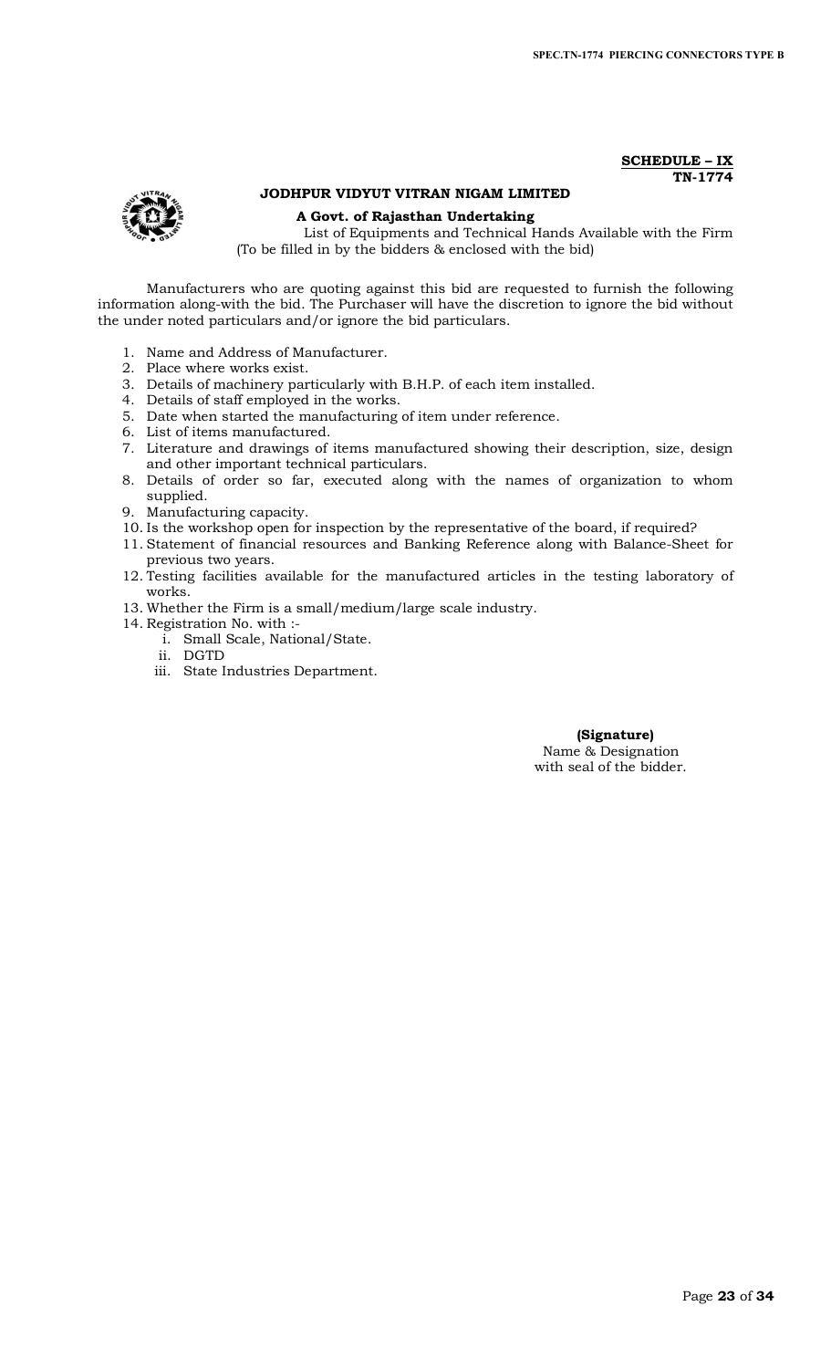**SCHEDULE – IX**
**TN-1774**

**JODHPUR VIDYUT VITRAN NIGAM LIMITED**

**A Govt. of Rajasthan Undertaking**

List of Equipments and Technical Hands Available with the Firm
(To be filled in by the bidders & enclosed with the bid)

Manufacturers who are quoting against this bid are requested to furnish the following information along-with the bid. The Purchaser will have the discretion to ignore the bid without the under noted particulars and/or ignore the bid particulars.

1. Name and Address of Manufacturer.
2. Place where works exist.
3. Details of machinery particularly with B.H.P. of each item installed.
4. Details of staff employed in the works.
5. Date when started the manufacturing of item under reference.
6. List of items manufactured.
7. Literature and drawings of items manufactured showing their description, size, design and other important technical particulars.
8. Details of order so far, executed along with the names of organization to whom supplied.
9. Manufacturing capacity.
10. Is the workshop open for inspection by the representative of the board, if required?
11. Statement of financial resources and Banking Reference along with Balance-Sheet for previous two years.
12. Testing facilities available for the manufactured articles in the testing laboratory of works.
13. Whether the Firm is a small/medium/large scale industry.
14. Registration No. with :-
    i. Small Scale, National/State.
    ii. DGTD
    iii. State Industries Department.

**(Signature)**
Name & Designation
with seal of the bidder.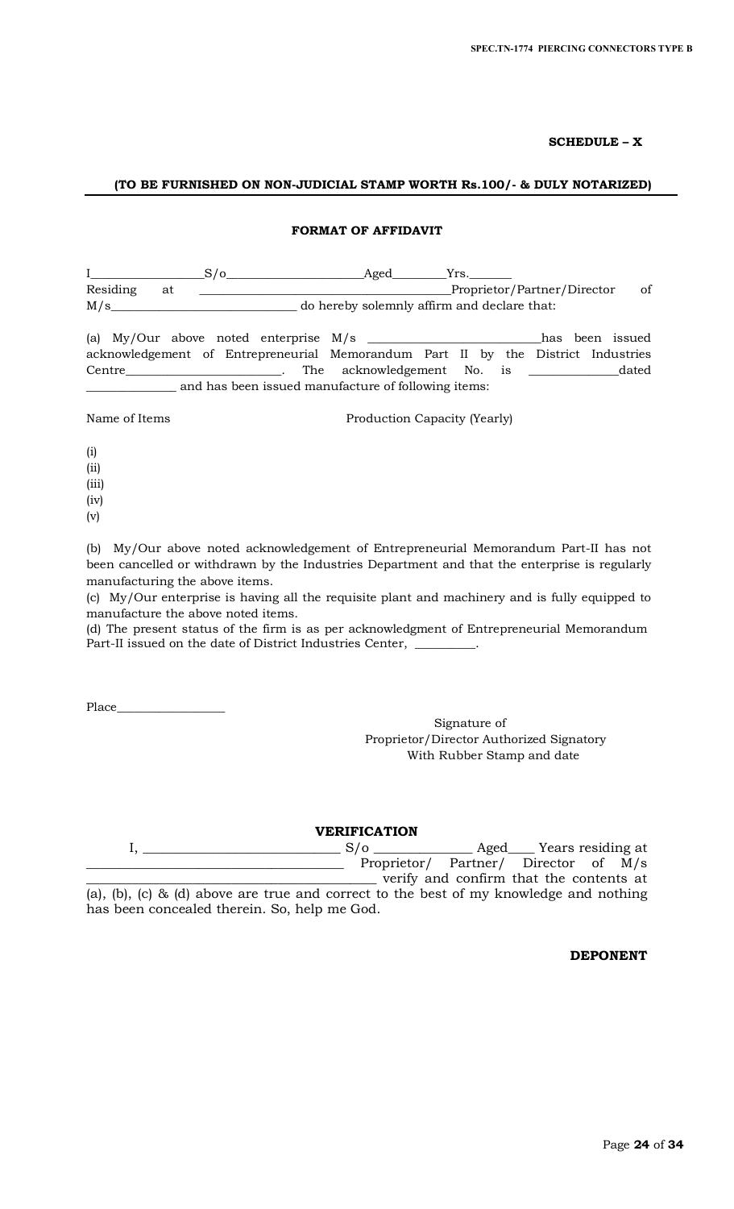**SCHEDULE – X**

**(TO BE FURNISHED ON NON-JUDICIAL STAMP WORTH Rs.100/- & DULY NOTARIZED)**

**FORMAT OF AFFIDAVIT**

I__________________S/o______________________Aged_________Yrs._______
Residing at ________________________________________Proprietor/Partner/Director of M/s______________________________ do hereby solemnly affirm and declare that:

(a) My/Our above noted enterprise M/s ____________________________has been issued acknowledgement of Entrepreneurial Memorandum Part II by the District Industries Centre_________________________. The acknowledgement No. is ______________dated ______________ and has been issued manufacture of following items:

Name of Items Production Capacity (Yearly)

(i)
(ii)
(iii)
(iv)
(v)

(b) My/Our above noted acknowledgement of Entrepreneurial Memorandum Part-II has not been cancelled or withdrawn by the Industries Department and that the enterprise is regularly manufacturing the above items.

(c) My/Our enterprise is having all the requisite plant and machinery and is fully equipped to manufacture the above noted items.

(d) The present status of the firm is as per acknowledgment of Entrepreneurial Memorandum Part-II issued on the date of District Industries Center, __________.

Place__________________

Signature of
Proprietor/Director Authorized Signatory
With Rubber Stamp and date

**VERIFICATION**

I, ______________________________ S/o _______________ Aged____ Years residing at ________________________________________ Proprietor/ Partner/ Director of M/s ____________________________________________ verify and confirm that the contents at (a), (b), (c) & (d) above are true and correct to the best of my knowledge and nothing has been concealed therein. So, help me God.

**DEPONENT**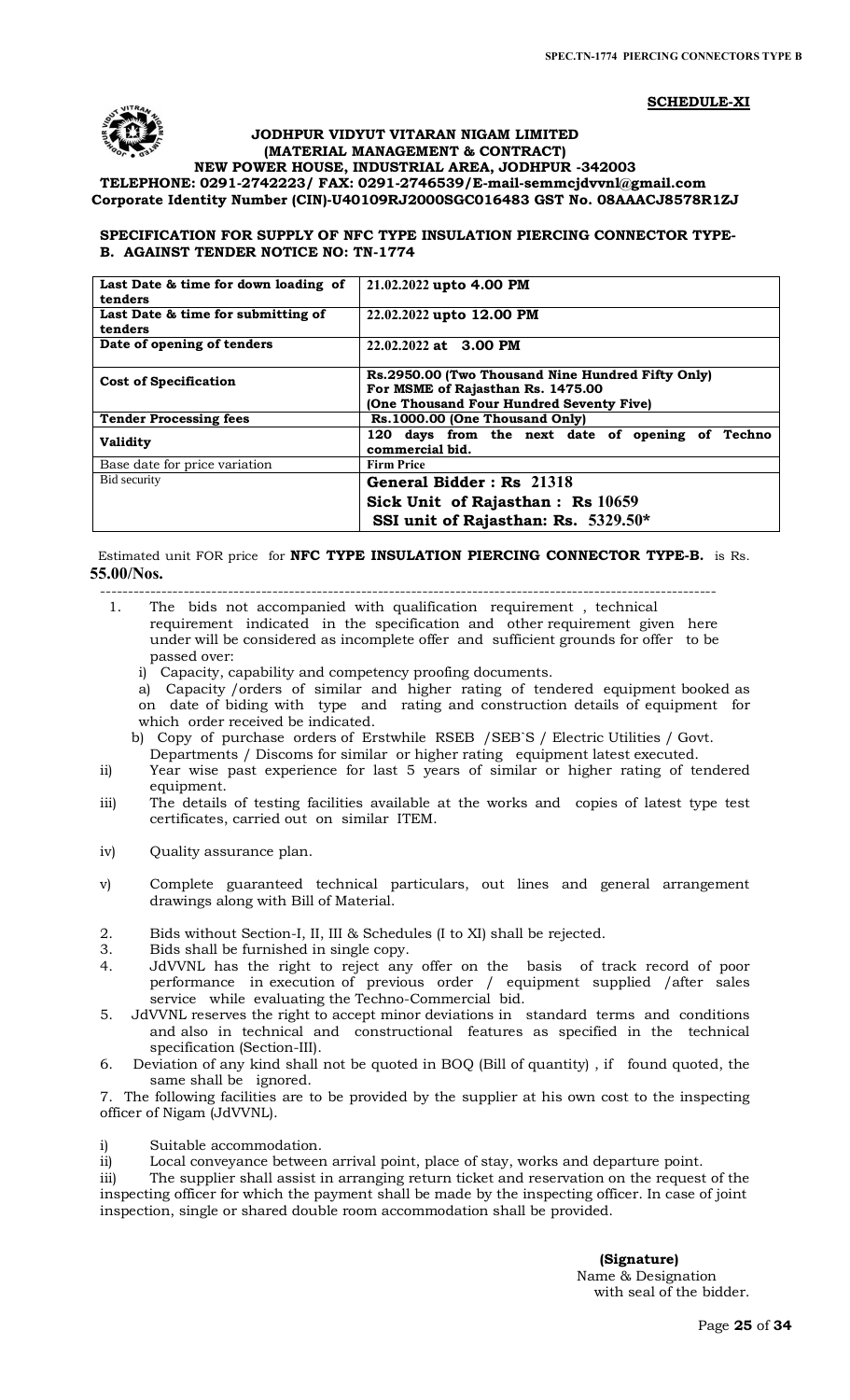**SCHEDULE-XI**

**JODHPUR VIDYUT VITARAN NIGAM LIMITED**
**(MATERIAL MANAGEMENT & CONTRACT)**
**NEW POWER HOUSE, INDUSTRIAL AREA, JODHPUR -342003**
**TELEPHONE: 0291-2742223/ FAX: 0291-2746539/E-mail-semmcjdvvnl@gmail.com**
**Corporate Identity Number (CIN)-U40109RJ2000SGC016483 GST No. 08AAACJ8578R1ZJ**

**SPECIFICATION FOR SUPPLY OF NFC TYPE INSULATION PIERCING CONNECTOR TYPE-B. AGAINST TENDER NOTICE NO: TN-1774**

| | |
|---|---|
| **Last Date & time for down loading of tenders** | 21.02.2022 **upto 4.00 PM** |
| **Last Date & time for submitting of tenders** | 22.02.2022 **upto 12.00 PM** |
| **Date of opening of tenders** | 22.02.2022 **at 3.00 PM** |
| **Cost of Specification** | **Rs.2950.00 (Two Thousand Nine Hundred Fifty Only) For MSME of Rajasthan Rs. 1475.00 (One Thousand Four Hundred Seventy Five)** |
| **Tender Processing fees** | **Rs.1000.00 (One Thousand Only)** |
| **Validity** | **120 days from the next date of opening of Techno commercial bid.** |
| Base date for price variation | **Firm Price** |
| Bid security | **General Bidder : Rs 21318**<br>**Sick Unit of Rajasthan : Rs 10659**<br>**SSI unit of Rajasthan: Rs. 5329.50*** |

Estimated unit FOR price for **NFC TYPE INSULATION PIERCING CONNECTOR TYPE-B.** is Rs. **55.00/Nos.**

1. The bids not accompanied with qualification requirement , technical requirement indicated in the specification and other requirement given here under will be considered as incomplete offer and sufficient grounds for offer to be passed over:

   i) Capacity, capability and competency proofing documents.

   a) Capacity /orders of similar and higher rating of tendered equipment booked as on date of biding with type and rating and construction details of equipment for which order received be indicated.

   b) Copy of purchase orders of Erstwhile RSEB /SEB`S / Electric Utilities / Govt. Departments / Discoms for similar or higher rating equipment latest executed.

   ii) Year wise past experience for last 5 years of similar or higher rating of tendered equipment.

   iii) The details of testing facilities available at the works and copies of latest type test certificates, carried out on similar ITEM.

   iv) Quality assurance plan.

   v) Complete guaranteed technical particulars, out lines and general arrangement drawings along with Bill of Material.

2. Bids without Section-I, II, III & Schedules (I to XI) shall be rejected.
3. Bids shall be furnished in single copy.
4. JdVVNL has the right to reject any offer on the basis of track record of poor performance in execution of previous order / equipment supplied /after sales service while evaluating the Techno-Commercial bid.
5. JdVVNL reserves the right to accept minor deviations in standard terms and conditions and also in technical and constructional features as specified in the technical specification (Section-III).
6. Deviation of any kind shall not be quoted in BOQ (Bill of quantity) , if found quoted, the same shall be ignored.
7. The following facilities are to be provided by the supplier at his own cost to the inspecting officer of Nigam (JdVVNL).

   i) Suitable accommodation.

   ii) Local conveyance between arrival point, place of stay, works and departure point.

   iii) The supplier shall assist in arranging return ticket and reservation on the request of the inspecting officer for which the payment shall be made by the inspecting officer. In case of joint inspection, single or shared double room accommodation shall be provided.

**(Signature)**
Name & Designation
with seal of the bidder.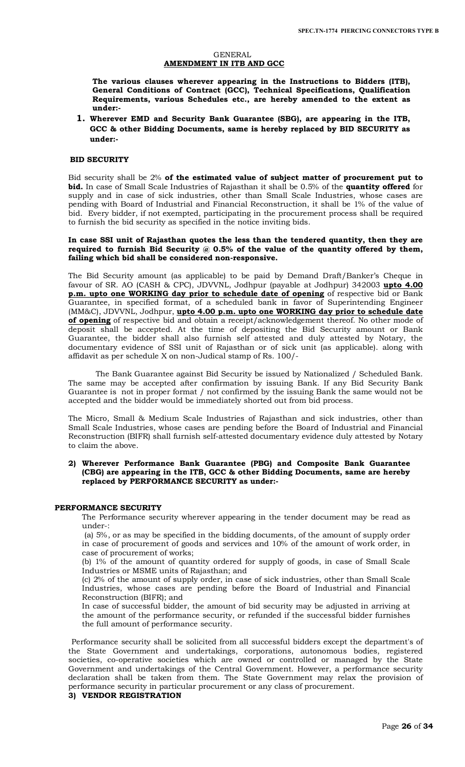## GENERAL
## AMENDMENT IN ITB AND GCC

**The various clauses wherever appearing in the Instructions to Bidders (ITB), General Conditions of Contract (GCC), Technical Specifications, Qualification Requirements, various Schedules etc., are hereby amended to the extent as under:-**

1. **Wherever EMD and Security Bank Guarantee (SBG), are appearing in the ITB, GCC & other Bidding Documents, same is hereby replaced by BID SECURITY as under:-**

**BID SECURITY**

Bid security shall be 2% **of the estimated value of subject matter of procurement put to bid.** In case of Small Scale Industries of Rajasthan it shall be 0.5% of the **quantity offered** for supply and in case of sick industries, other than Small Scale Industries, whose cases are pending with Board of Industrial and Financial Reconstruction, it shall be 1% of the value of bid. Every bidder, if not exempted, participating in the procurement process shall be required to furnish the bid security as specified in the notice inviting bids.

**In case SSI unit of Rajasthan quotes the less than the tendered quantity, then they are required to furnish Bid Security @ 0.5% of the value of the quantity offered by them, failing which bid shall be considered non-responsive.**

The Bid Security amount (as applicable) to be paid by Demand Draft/Banker's Cheque in favour of SR. AO (CASH & CPC), JDVVNL, Jodhpur (payable at Jodhpur) 342003 **upto 4.00 p.m. upto one WORKING day prior to schedule date of opening** of respective bid or Bank Guarantee, in specified format, of a scheduled bank in favor of Superintending Engineer (MM&C), JDVVNL, Jodhpur, **upto 4.00 p.m. upto one WORKING day prior to schedule date of opening** of respective bid and obtain a receipt/acknowledgement thereof. No other mode of deposit shall be accepted. At the time of depositing the Bid Security amount or Bank Guarantee, the bidder shall also furnish self attested and duly attested by Notary, the documentary evidence of SSI unit of Rajasthan or of sick unit (as applicable). along with affidavit as per schedule X on non-Judical stamp of Rs. 100/-

The Bank Guarantee against Bid Security be issued by Nationalized / Scheduled Bank. The same may be accepted after confirmation by issuing Bank. If any Bid Security Bank Guarantee is not in proper format / not confirmed by the issuing Bank the same would not be accepted and the bidder would be immediately shorted out from bid process.

The Micro, Small & Medium Scale Industries of Rajasthan and sick industries, other than Small Scale Industries, whose cases are pending before the Board of Industrial and Financial Reconstruction (BIFR) shall furnish self-attested documentary evidence duly attested by Notary to claim the above.

2) **Wherever Performance Bank Guarantee (PBG) and Composite Bank Guarantee (CBG) are appearing in the ITB, GCC & other Bidding Documents, same are hereby replaced by PERFORMANCE SECURITY as under:-**

**PERFORMANCE SECURITY**

The Performance security wherever appearing in the tender document may be read as under-:

(a) 5%, or as may be specified in the bidding documents, of the amount of supply order in case of procurement of goods and services and 10% of the amount of work order, in case of procurement of works;

(b) 1% of the amount of quantity ordered for supply of goods, in case of Small Scale Industries or MSME units of Rajasthan; and

(c) 2% of the amount of supply order, in case of sick industries, other than Small Scale Industries, whose cases are pending before the Board of Industrial and Financial Reconstruction (BIFR); and

In case of successful bidder, the amount of bid security may be adjusted in arriving at the amount of the performance security, or refunded if the successful bidder furnishes the full amount of performance security.

Performance security shall be solicited from all successful bidders except the department's of the State Government and undertakings, corporations, autonomous bodies, registered societies, co-operative societies which are owned or controlled or managed by the State Government and undertakings of the Central Government. However, a performance security declaration shall be taken from them. The State Government may relax the provision of performance security in particular procurement or any class of procurement.

3) **VENDOR REGISTRATION**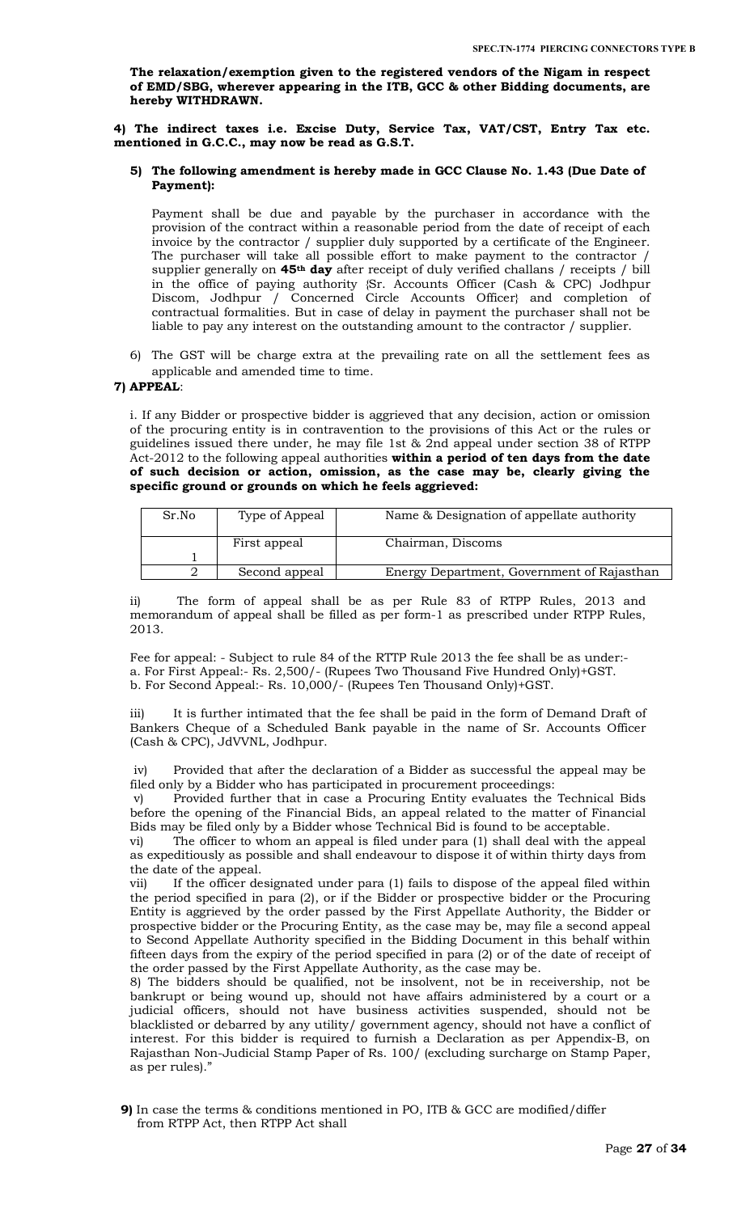**The relaxation/exemption given to the registered vendors of the Nigam in respect of EMD/SBG, wherever appearing in the ITB, GCC & other Bidding documents, are hereby WITHDRAWN.**

**4) The indirect taxes i.e. Excise Duty, Service Tax, VAT/CST, Entry Tax etc. mentioned in G.C.C., may now be read as G.S.T.**

**5) The following amendment is hereby made in GCC Clause No. 1.43 (Due Date of Payment):**

Payment shall be due and payable by the purchaser in accordance with the provision of the contract within a reasonable period from the date of receipt of each invoice by the contractor / supplier duly supported by a certificate of the Engineer. The purchaser will take all possible effort to make payment to the contractor / supplier generally on **45th day** after receipt of duly verified challans / receipts / bill in the office of paying authority {Sr. Accounts Officer (Cash & CPC) Jodhpur Discom, Jodhpur / Concerned Circle Accounts Officer} and completion of contractual formalities. But in case of delay in payment the purchaser shall not be liable to pay any interest on the outstanding amount to the contractor / supplier.

6) The GST will be charge extra at the prevailing rate on all the settlement fees as applicable and amended time to time.

**7) APPEAL**:

i. If any Bidder or prospective bidder is aggrieved that any decision, action or omission of the procuring entity is in contravention to the provisions of this Act or the rules or guidelines issued there under, he may file 1st & 2nd appeal under section 38 of RTPP Act-2012 to the following appeal authorities **within a period of ten days from the date of such decision or action, omission, as the case may be, clearly giving the specific ground or grounds on which he feels aggrieved:**

| Sr.No | Type of Appeal | Name & Designation of appellate authority |
|---|---|---|
| 1 | First appeal | Chairman, Discoms |
| 2 | Second appeal | Energy Department, Government of Rajasthan |

ii) The form of appeal shall be as per Rule 83 of RTPP Rules, 2013 and memorandum of appeal shall be filled as per form-1 as prescribed under RTPP Rules, 2013.

Fee for appeal: - Subject to rule 84 of the RTTP Rule 2013 the fee shall be as under:-
a. For First Appeal:- Rs. 2,500/- (Rupees Two Thousand Five Hundred Only)+GST.
b. For Second Appeal:- Rs. 10,000/- (Rupees Ten Thousand Only)+GST.

iii) It is further intimated that the fee shall be paid in the form of Demand Draft of Bankers Cheque of a Scheduled Bank payable in the name of Sr. Accounts Officer (Cash & CPC), JdVVNL, Jodhpur.

iv) Provided that after the declaration of a Bidder as successful the appeal may be filed only by a Bidder who has participated in procurement proceedings:

v) Provided further that in case a Procuring Entity evaluates the Technical Bids before the opening of the Financial Bids, an appeal related to the matter of Financial Bids may be filed only by a Bidder whose Technical Bid is found to be acceptable.

vi) The officer to whom an appeal is filed under para (1) shall deal with the appeal as expeditiously as possible and shall endeavour to dispose it of within thirty days from the date of the appeal.

vii) If the officer designated under para (1) fails to dispose of the appeal filed within the period specified in para (2), or if the Bidder or prospective bidder or the Procuring Entity is aggrieved by the order passed by the First Appellate Authority, the Bidder or prospective bidder or the Procuring Entity, as the case may be, may file a second appeal to Second Appellate Authority specified in the Bidding Document in this behalf within fifteen days from the expiry of the period specified in para (2) or of the date of receipt of the order passed by the First Appellate Authority, as the case may be.

8) The bidders should be qualified, not be insolvent, not be in receivership, not be bankrupt or being wound up, should not have affairs administered by a court or a judicial officers, should not have business activities suspended, should not be blacklisted or debarred by any utility/ government agency, should not have a conflict of interest. For this bidder is required to furnish a Declaration as per Appendix-B, on Rajasthan Non-Judicial Stamp Paper of Rs. 100/ (excluding surcharge on Stamp Paper, as per rules)."

**9)** In case the terms & conditions mentioned in PO, ITB & GCC are modified/differ from RTPP Act, then RTPP Act shall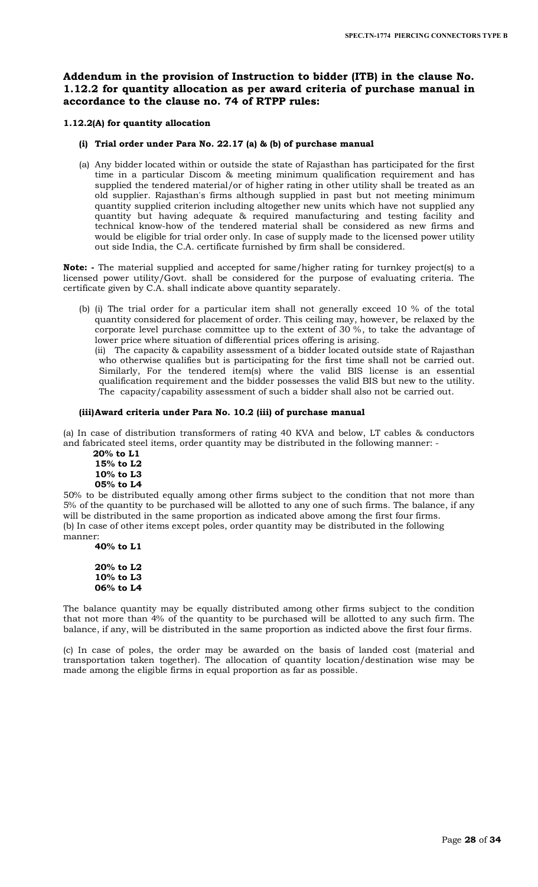## Addendum in the provision of Instruction to bidder (ITB) in the clause No. 1.12.2 for quantity allocation as per award criteria of purchase manual in accordance to the clause no. 74 of RTPP rules:

### 1.12.2(A) for quantity allocation

#### (i) Trial order under Para No. 22.17 (a) & (b) of purchase manual

(a) Any bidder located within or outside the state of Rajasthan has participated for the first time in a particular Discom & meeting minimum qualification requirement and has supplied the tendered material/or of higher rating in other utility shall be treated as an old supplier. Rajasthan's firms although supplied in past but not meeting minimum quantity supplied criterion including altogether new units which have not supplied any quantity but having adequate & required manufacturing and testing facility and technical know-how of the tendered material shall be considered as new firms and would be eligible for trial order only. In case of supply made to the licensed power utility out side India, the C.A. certificate furnished by firm shall be considered.

**Note: -** The material supplied and accepted for same/higher rating for turnkey project(s) to a licensed power utility/Govt. shall be considered for the purpose of evaluating criteria. The certificate given by C.A. shall indicate above quantity separately.

(b) (i) The trial order for a particular item shall not generally exceed 10 % of the total quantity considered for placement of order. This ceiling may, however, be relaxed by the corporate level purchase committee up to the extent of 30 %, to take the advantage of lower price where situation of differential prices offering is arising.

(ii) The capacity & capability assessment of a bidder located outside state of Rajasthan who otherwise qualifies but is participating for the first time shall not be carried out. Similarly, For the tendered item(s) where the valid BIS license is an essential qualification requirement and the bidder possesses the valid BIS but new to the utility. The capacity/capability assessment of such a bidder shall also not be carried out.

#### (iii)Award criteria under Para No. 10.2 (iii) of purchase manual

(a) In case of distribution transformers of rating 40 KVA and below, LT cables & conductors and fabricated steel items, order quantity may be distributed in the following manner: -

**20% to L1**
**15% to L2**
**10% to L3**
**05% to L4**

50% to be distributed equally among other firms subject to the condition that not more than 5% of the quantity to be purchased will be allotted to any one of such firms. The balance, if any will be distributed in the same proportion as indicated above among the first four firms.

(b) In case of other items except poles, order quantity may be distributed in the following manner:

**40% to L1**

**20% to L2**
**10% to L3**
**06% to L4**

The balance quantity may be equally distributed among other firms subject to the condition that not more than 4% of the quantity to be purchased will be allotted to any such firm. The balance, if any, will be distributed in the same proportion as indicted above the first four firms.

(c) In case of poles, the order may be awarded on the basis of landed cost (material and transportation taken together). The allocation of quantity location/destination wise may be made among the eligible firms in equal proportion as far as possible.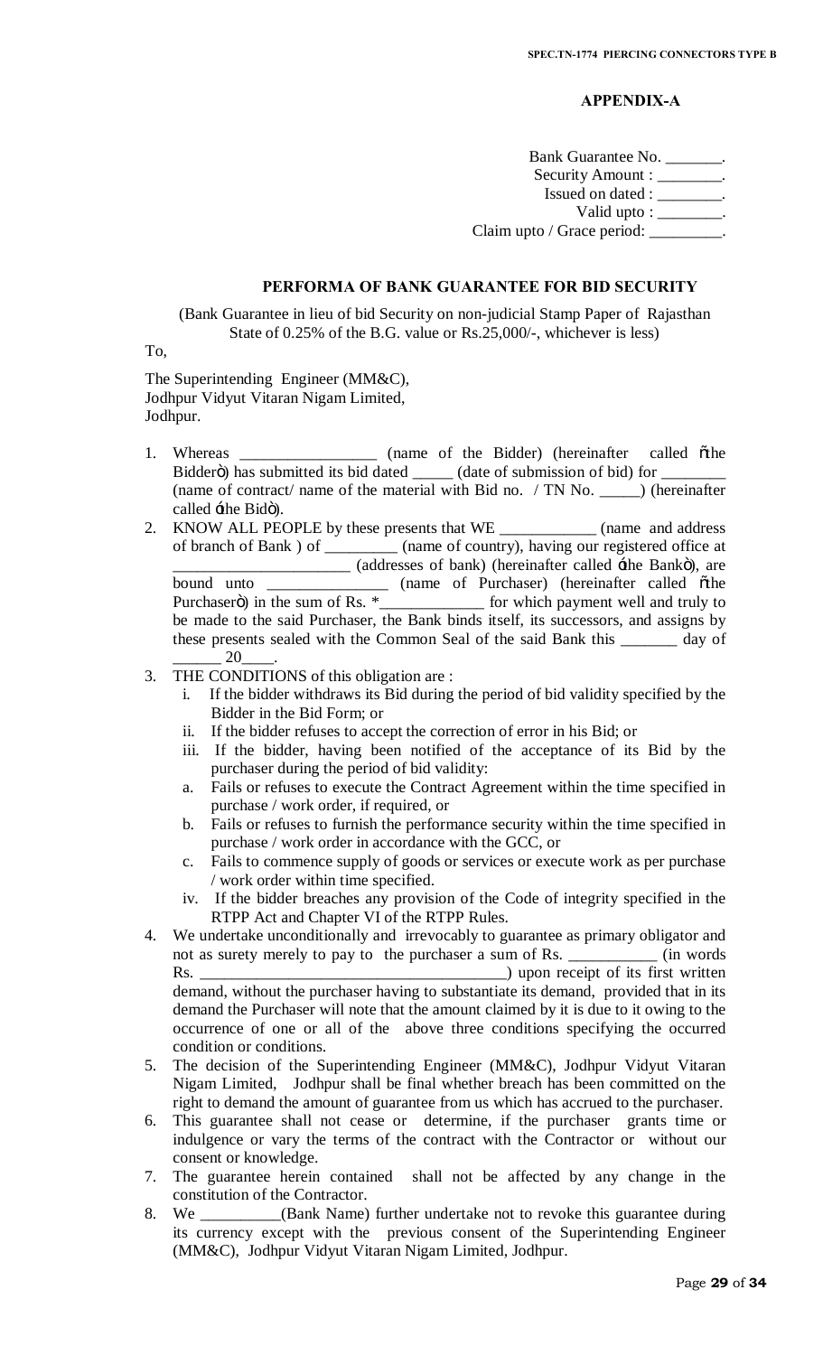**APPENDIX-A**

Bank Guarantee No. _______.
Security Amount : ________.
Issued on dated : ________.
Valid upto : ________.
Claim upto / Grace period: _________.

**PERFORMA OF BANK GUARANTEE FOR BID SECURITY**

(Bank Guarantee in lieu of bid Security on non-judicial Stamp Paper of Rajasthan State of 0.25% of the B.G. value or Rs.25,000/-, whichever is less)

To,

The Superintending Engineer (MM&C),
Jodhpur Vidyut Vitaran Nigam Limited,
Jodhpur.

1. Whereas _________________ (name of the Bidder) (hereinafter called õthe Bidderö) has submitted its bid dated _____ (date of submission of bid) for ________ (name of contract/ name of the material with Bid no. / TN No. _____) (hereinafter called ‑the Bidö).
2. KNOW ALL PEOPLE by these presents that WE ____________ (name and address of branch of Bank ) of _________ (name of country), having our registered office at ______________________ (addresses of bank) (hereinafter called ‑the Bankö), are bound unto _______________ (name of Purchaser) (hereinafter called õthe Purchaserö) in the sum of Rs. *_____________ for which payment well and truly to be made to the said Purchaser, the Bank binds itself, its successors, and assigns by these presents sealed with the Common Seal of the said Bank this _______ day of ______ 20____.
3. THE CONDITIONS of this obligation are :
   i. If the bidder withdraws its Bid during the period of bid validity specified by the Bidder in the Bid Form; or
   ii. If the bidder refuses to accept the correction of error in his Bid; or
   iii. If the bidder, having been notified of the acceptance of its Bid by the purchaser during the period of bid validity:
   a. Fails or refuses to execute the Contract Agreement within the time specified in purchase / work order, if required, or
   b. Fails or refuses to furnish the performance security within the time specified in purchase / work order in accordance with the GCC, or
   c. Fails to commence supply of goods or services or execute work as per purchase / work order within time specified.
   iv. If the bidder breaches any provision of the Code of integrity specified in the RTPP Act and Chapter VI of the RTPP Rules.
4. We undertake unconditionally and irrevocably to guarantee as primary obligator and not as surety merely to pay to the purchaser a sum of Rs. ___________ (in words Rs. ______________________________________) upon receipt of its first written demand, without the purchaser having to substantiate its demand, provided that in its demand the Purchaser will note that the amount claimed by it is due to it owing to the occurrence of one or all of the above three conditions specifying the occurred condition or conditions.
5. The decision of the Superintending Engineer (MM&C), Jodhpur Vidyut Vitaran Nigam Limited, Jodhpur shall be final whether breach has been committed on the right to demand the amount of guarantee from us which has accrued to the purchaser.
6. This guarantee shall not cease or determine, if the purchaser grants time or indulgence or vary the terms of the contract with the Contractor or without our consent or knowledge.
7. The guarantee herein contained shall not be affected by any change in the constitution of the Contractor.
8. We __________(Bank Name) further undertake not to revoke this guarantee during its currency except with the previous consent of the Superintending Engineer (MM&C), Jodhpur Vidyut Vitaran Nigam Limited, Jodhpur.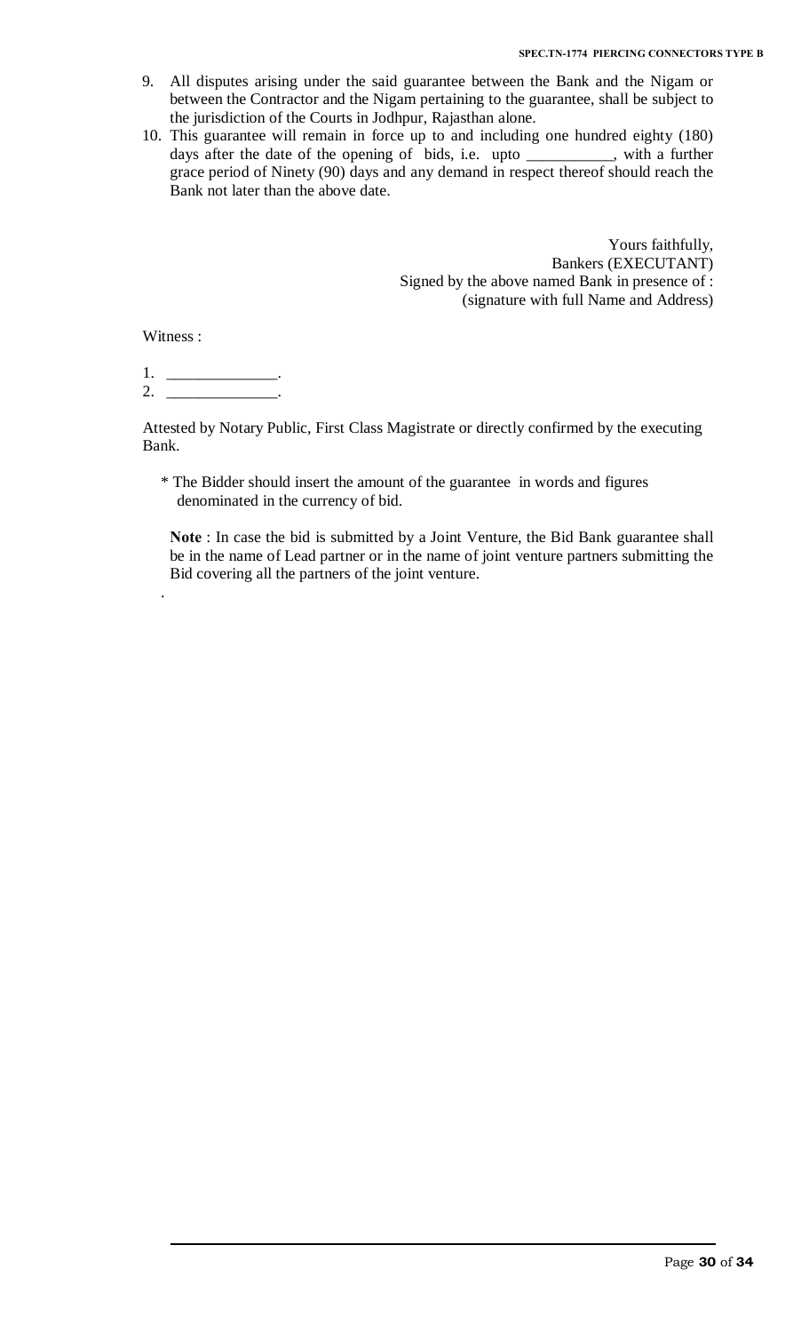9. All disputes arising under the said guarantee between the Bank and the Nigam or between the Contractor and the Nigam pertaining to the guarantee, shall be subject to the jurisdiction of the Courts in Jodhpur, Rajasthan alone.
10. This guarantee will remain in force up to and including one hundred eighty (180) days after the date of the opening of bids, i.e. upto ___________, with a further grace period of Ninety (90) days and any demand in respect thereof should reach the Bank not later than the above date.

Yours faithfully,
Bankers (EXECUTANT)
Signed by the above named Bank in presence of :
(signature with full Name and Address)

Witness :

1. ______________.
2. ______________.

Attested by Notary Public, First Class Magistrate or directly confirmed by the executing Bank.

* The Bidder should insert the amount of the guarantee in words and figures denominated in the currency of bid.

**Note** : In case the bid is submitted by a Joint Venture, the Bid Bank guarantee shall be in the name of Lead partner or in the name of joint venture partners submitting the Bid covering all the partners of the joint venture.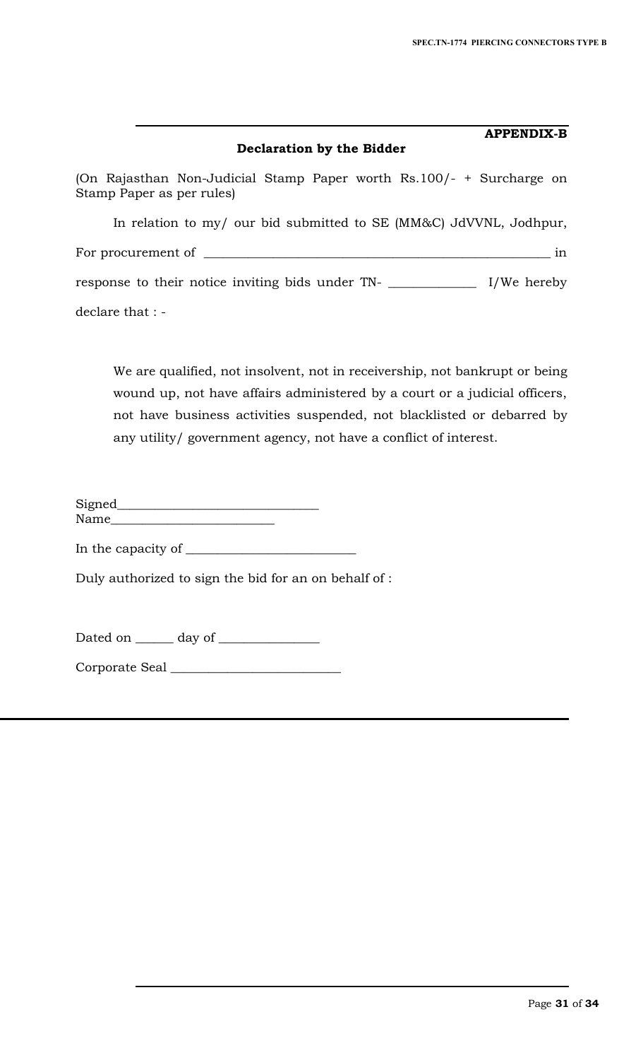**APPENDIX-B**

**Declaration by the Bidder**

(On Rajasthan Non-Judicial Stamp Paper worth Rs.100/- + Surcharge on Stamp Paper as per rules)

In relation to my/ our bid submitted to SE (MM&C) JdVVNL, Jodhpur, For procurement of ______________________________________________ in response to their notice inviting bids under TN- ____________ I/We hereby declare that : -

We are qualified, not insolvent, not in receivership, not bankrupt or being wound up, not have affairs administered by a court or a judicial officers, not have business activities suspended, not blacklisted or debarred by any utility/ government agency, not have a conflict of interest.

Signed_____________________________

Name________________________

In the capacity of _________________________

Duly authorized to sign the bid for an on behalf of :

Dated on ______ day of _______________

Corporate Seal _________________________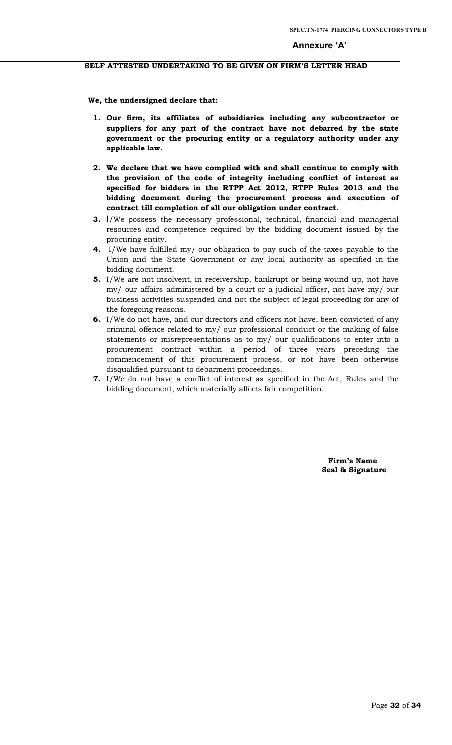**Annexure 'A'**

**SELF ATTESTED UNDERTAKING TO BE GIVEN ON FIRM'S LETTER HEAD**

**We, the undersigned declare that:**

1. **Our firm, its affiliates of subsidiaries including any subcontractor or suppliers for any part of the contract have not debarred by the state government or the procuring entity or a regulatory authority under any applicable law.**
2. **We declare that we have complied with and shall continue to comply with the provision of the code of integrity including conflict of interest as specified for bidders in the RTPP Act 2012, RTPP Rules 2013 and the bidding document during the procurement process and execution of contract till completion of all our obligation under contract.**
3. I/We possess the necessary professional, technical, financial and managerial resources and competence required by the bidding document issued by the procuring entity.
4. I/We have fulfilled my/ our obligation to pay such of the taxes payable to the Union and the State Government or any local authority as specified in the bidding document.
5. I/We are not insolvent, in receivership, bankrupt or being wound up, not have my/ our affairs administered by a court or a judicial officer, not have my/ our business activities suspended and not the subject of legal proceeding for any of the foregoing reasons.
6. I/We do not have, and our directors and officers not have, been convicted of any criminal offence related to my/ our professional conduct or the making of false statements or misrepresentations as to my/ our qualifications to enter into a procurement contract within a period of three years preceding the commencement of this procurement process, or not have been otherwise disqualified pursuant to debarment proceedings.
7. I/We do not have a conflict of interest as specified in the Act, Rules and the bidding document, which materially affects fair competition.

**Firm's Name**
**Seal & Signature**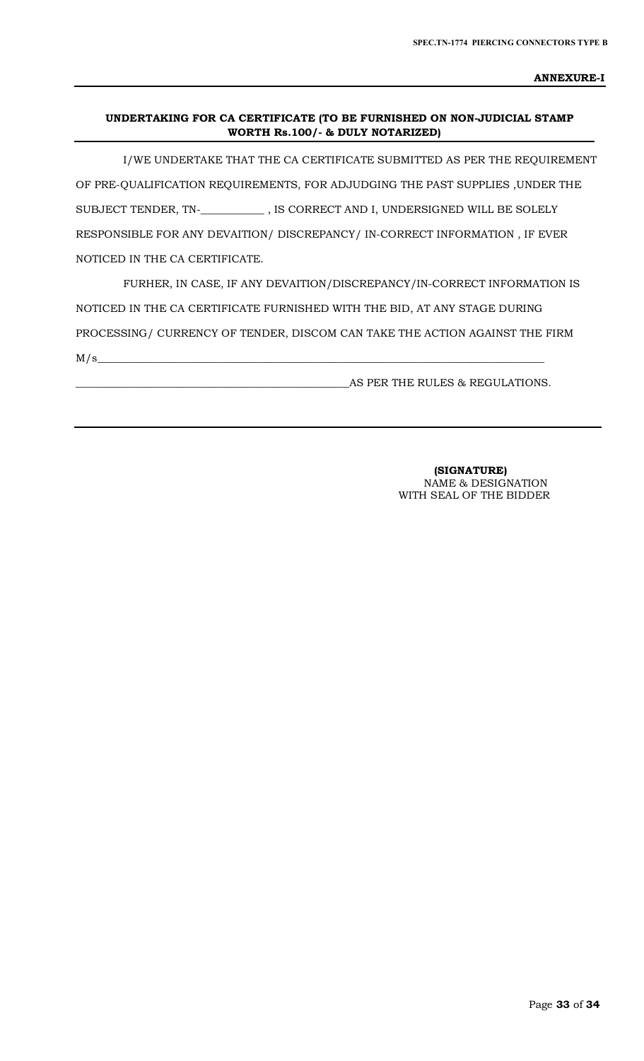**ANNEXURE-I**

**UNDERTAKING FOR CA CERTIFICATE (TO BE FURNISHED ON NON-JUDICIAL STAMP WORTH Rs.100/- & DULY NOTARIZED)**

I/WE UNDERTAKE THAT THE CA CERTIFICATE SUBMITTED AS PER THE REQUIREMENT OF PRE-QUALIFICATION REQUIREMENTS, FOR ADJUDGING THE PAST SUPPLIES ,UNDER THE SUBJECT TENDER, TN-___________ , IS CORRECT AND I, UNDERSIGNED WILL BE SOLELY RESPONSIBLE FOR ANY DEVAITION/ DISCREPANCY/ IN-CORRECT INFORMATION , IF EVER NOTICED IN THE CA CERTIFICATE.

FURHER, IN CASE, IF ANY DEVAITION/DISCREPANCY/IN-CORRECT INFORMATION IS NOTICED IN THE CA CERTIFICATE FURNISHED WITH THE BID, AT ANY STAGE DURING PROCESSING/ CURRENCY OF TENDER, DISCOM CAN TAKE THE ACTION AGAINST THE FIRM M/s_______________________________________________________________________________ _________________________________________________AS PER THE RULES & REGULATIONS.

---

**(SIGNATURE)**
NAME & DESIGNATION
WITH SEAL OF THE BIDDER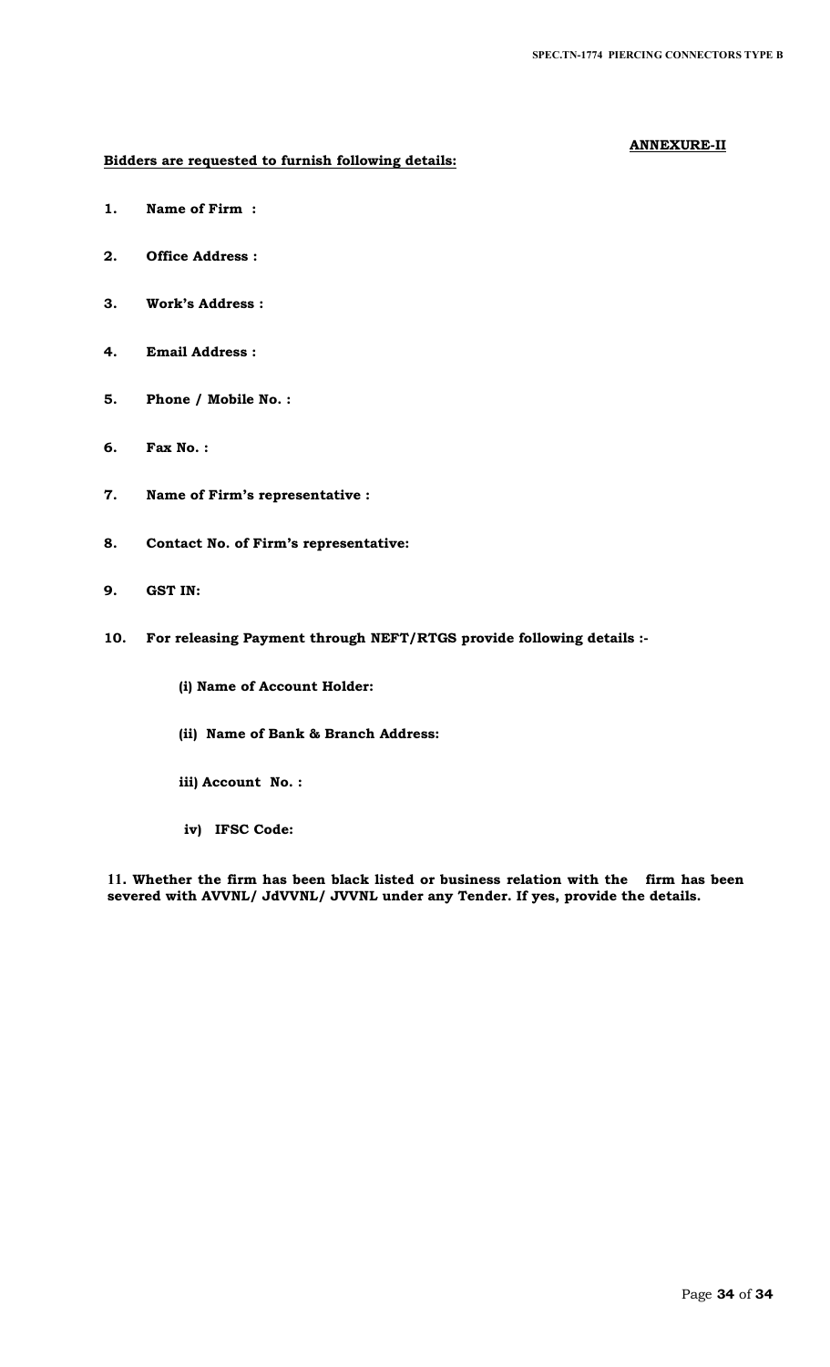**ANNEXURE-II**

**Bidders are requested to furnish following details:**

1. **Name of Firm :**

2. **Office Address :**

3. **Work's Address :**

4. **Email Address :**

5. **Phone / Mobile No. :**

6. **Fax No. :**

7. **Name of Firm's representative :**

8. **Contact No. of Firm's representative:**

9. **GST IN:**

10. **For releasing Payment through NEFT/RTGS provide following details :-**

    **(i) Name of Account Holder:**

    **(ii) Name of Bank & Branch Address:**

    **iii) Account No. :**

    **iv) IFSC Code:**

**11. Whether the firm has been black listed or business relation with the firm has been severed with AVVNL/ JdVVNL/ JVVNL under any Tender. If yes, provide the details.**